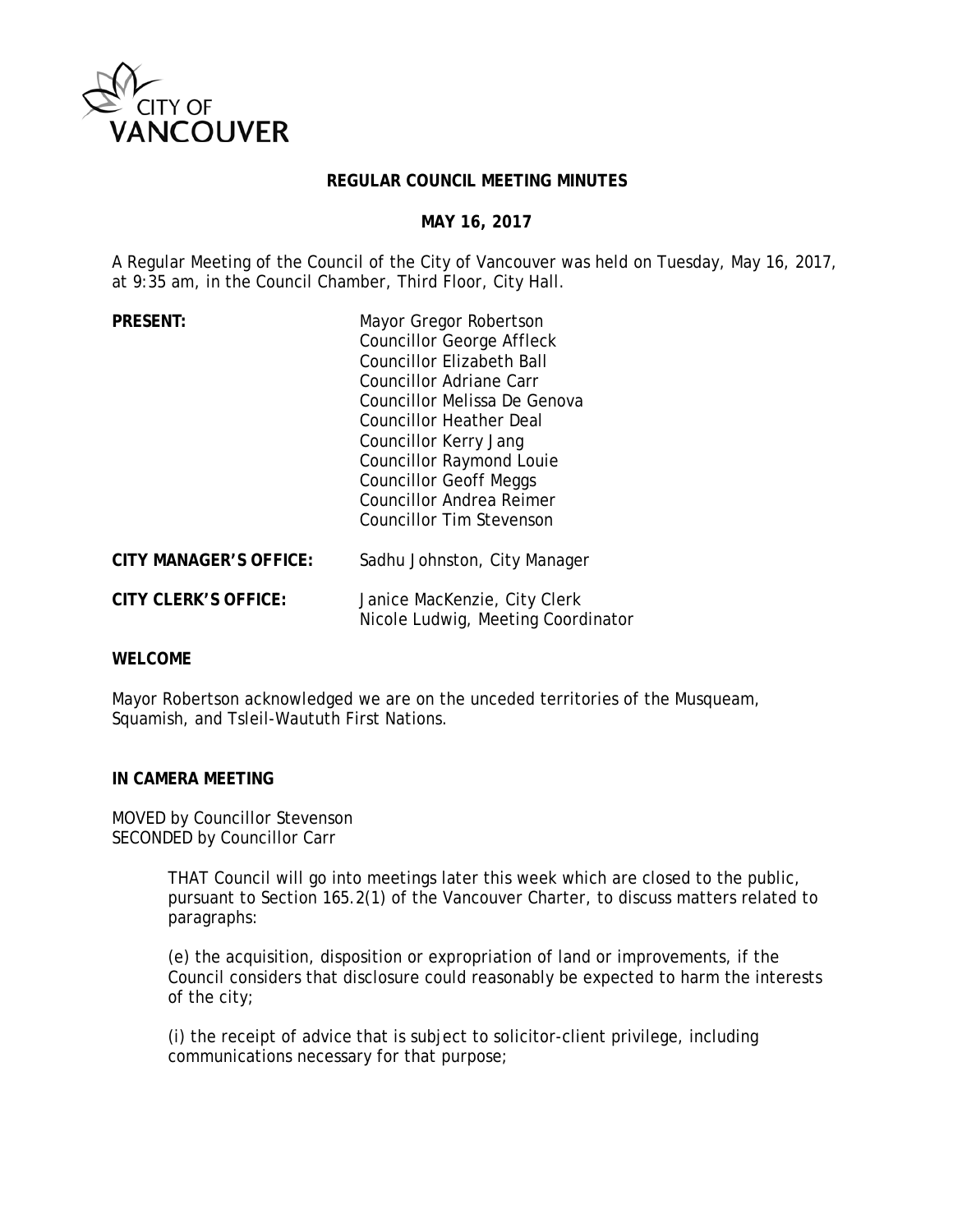CITY OF VANCOUVER

# REGULAR COUNCIL MEETING MINUTES

## MAY 16, 2017

A Regular Meeting of the Council of the City of Vancouver was held on Tuesday, May 16, 2017, at 9:35 am, in the Council Chamber, Third Floor, City Hall.

| | |
|---|---|
| **PRESENT:** | Mayor Gregor Robertson<br>Councillor George Affleck<br>Councillor Elizabeth Ball<br>Councillor Adriane Carr<br>Councillor Melissa De Genova<br>Councillor Heather Deal<br>Councillor Kerry Jang<br>Councillor Raymond Louie<br>Councillor Geoff Meggs<br>Councillor Andrea Reimer<br>Councillor Tim Stevenson |
| **CITY MANAGER'S OFFICE:** | Sadhu Johnston, City Manager |
| **CITY CLERK'S OFFICE:** | Janice MacKenzie, City Clerk<br>Nicole Ludwig, Meeting Coordinator |

**WELCOME**

Mayor Robertson acknowledged we are on the unceded territories of the Musqueam, Squamish, and Tsleil-Waututh First Nations.

**IN CAMERA MEETING**

MOVED by Councillor Stevenson
SECONDED by Councillor Carr

> THAT Council will go into meetings later this week which are closed to the public, pursuant to Section 165.2(1) of the Vancouver Charter, to discuss matters related to paragraphs:
>
> (e) the acquisition, disposition or expropriation of land or improvements, if the Council considers that disclosure could reasonably be expected to harm the interests of the city;
>
> (i) the receipt of advice that is subject to solicitor-client privilege, including communications necessary for that purpose;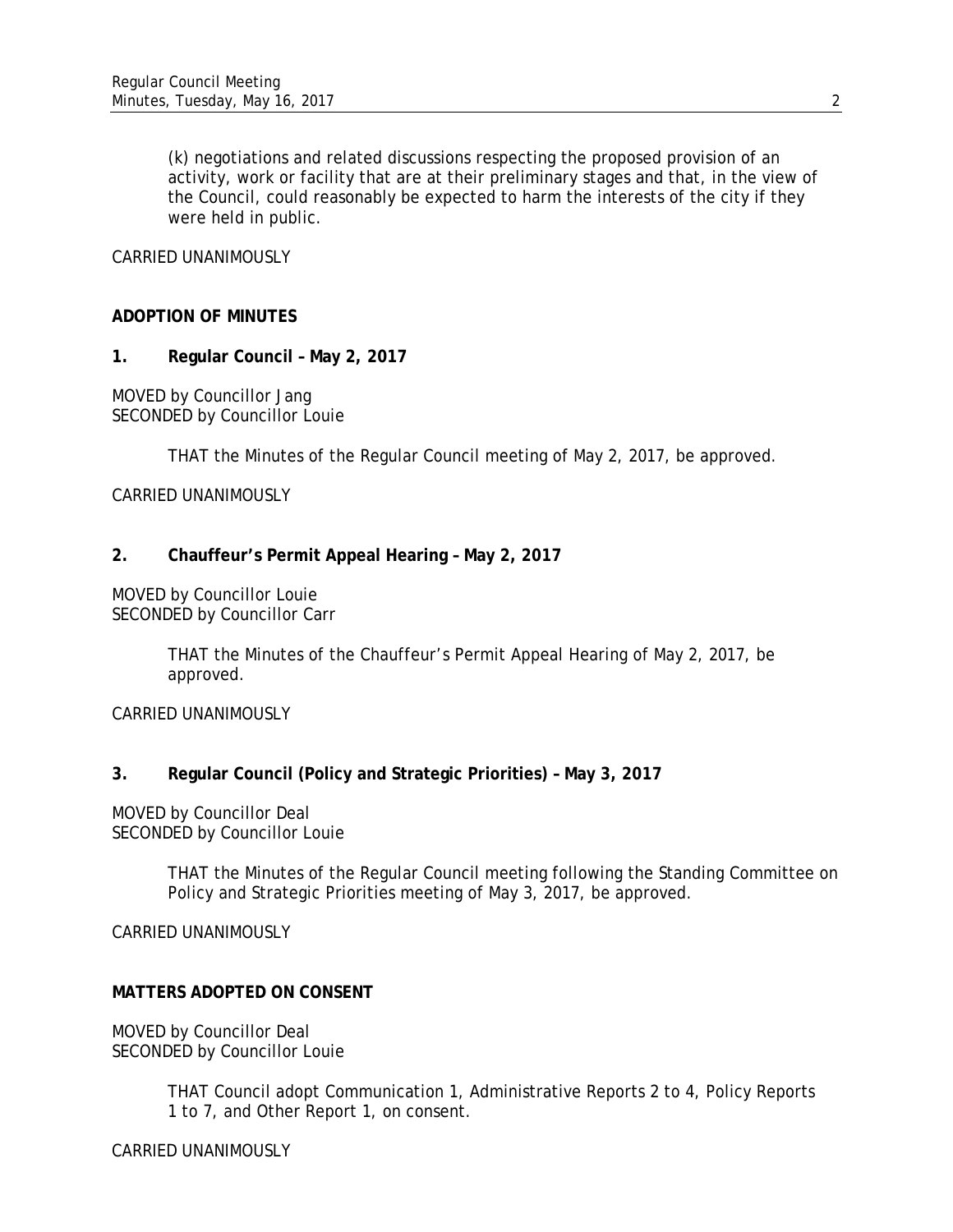(k) negotiations and related discussions respecting the proposed provision of an activity, work or facility that are at their preliminary stages and that, in the view of the Council, could reasonably be expected to harm the interests of the city if they were held in public.

CARRIED UNANIMOUSLY

**ADOPTION OF MINUTES**

**1. Regular Council – May 2, 2017**

MOVED by Councillor Jang
SECONDED by Councillor Louie

THAT the Minutes of the Regular Council meeting of May 2, 2017, be approved.

CARRIED UNANIMOUSLY

**2. Chauffeur's Permit Appeal Hearing – May 2, 2017**

MOVED by Councillor Louie
SECONDED by Councillor Carr

THAT the Minutes of the Chauffeur's Permit Appeal Hearing of May 2, 2017, be approved.

CARRIED UNANIMOUSLY

**3. Regular Council (Policy and Strategic Priorities) – May 3, 2017**

MOVED by Councillor Deal
SECONDED by Councillor Louie

THAT the Minutes of the Regular Council meeting following the Standing Committee on Policy and Strategic Priorities meeting of May 3, 2017, be approved.

CARRIED UNANIMOUSLY

**MATTERS ADOPTED ON CONSENT**

MOVED by Councillor Deal
SECONDED by Councillor Louie

THAT Council adopt Communication 1, Administrative Reports 2 to 4, Policy Reports 1 to 7, and Other Report 1, on consent.

CARRIED UNANIMOUSLY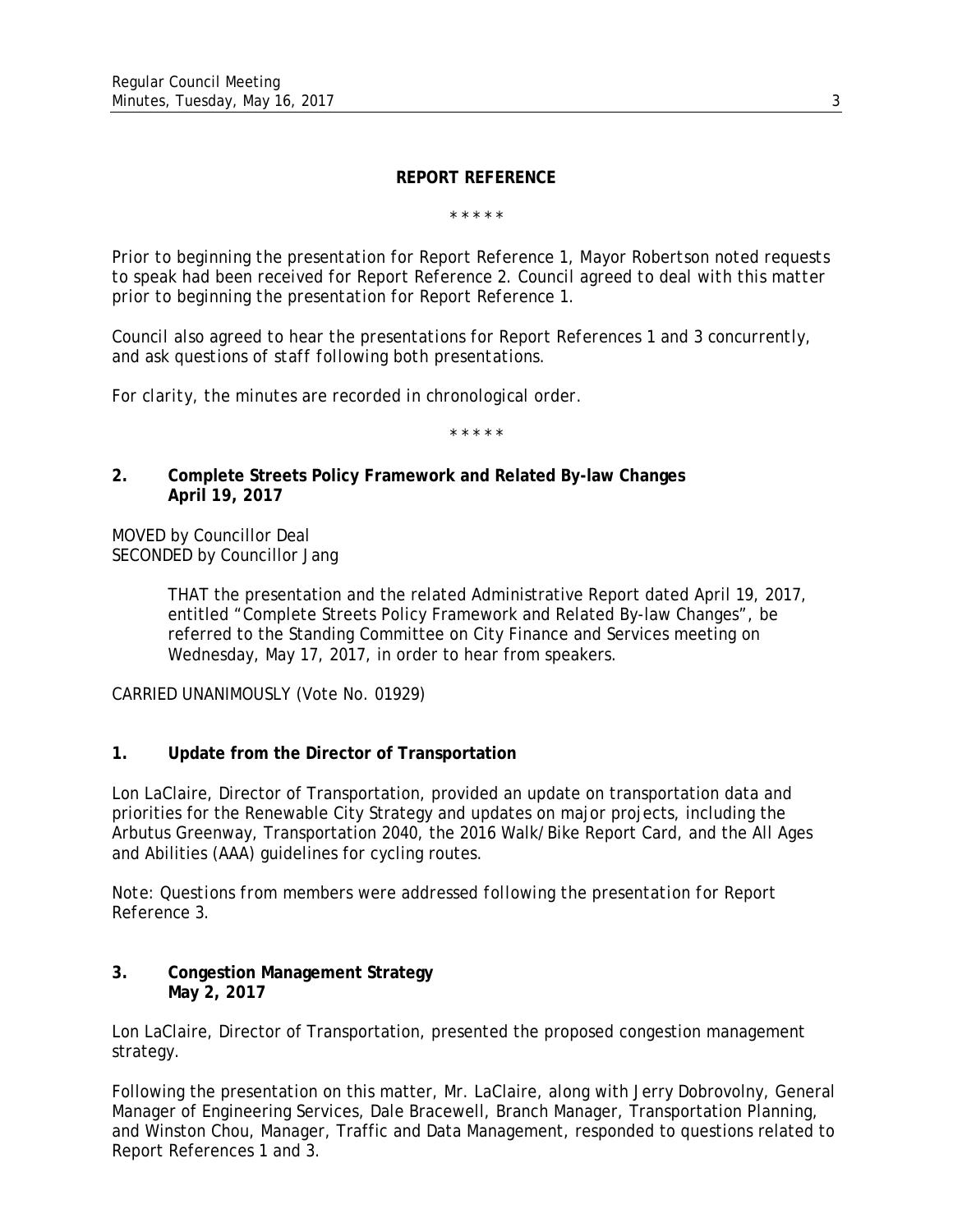**REPORT REFERENCE**

\* \* \* \* \*

*Prior to beginning the presentation for Report Reference 1, Mayor Robertson noted requests to speak had been received for Report Reference 2. Council agreed to deal with this matter prior to beginning the presentation for Report Reference 1.*

*Council also agreed to hear the presentations for Report References 1 and 3 concurrently, and ask questions of staff following both presentations.*

*For clarity, the minutes are recorded in chronological order.*

\* \* \* \* \*

**2. Complete Streets Policy Framework and Related By-law Changes April 19, 2017**

MOVED by Councillor Deal
SECONDED by Councillor Jang

> THAT the presentation and the related Administrative Report dated April 19, 2017, entitled "Complete Streets Policy Framework and Related By-law Changes", be referred to the Standing Committee on City Finance and Services meeting on Wednesday, May 17, 2017, in order to hear from speakers.

CARRIED UNANIMOUSLY (Vote No. 01929)

**1. Update from the Director of Transportation**

Lon LaClaire, Director of Transportation, provided an update on transportation data and priorities for the Renewable City Strategy and updates on major projects, including the Arbutus Greenway, Transportation 2040, the 2016 Walk/Bike Report Card, and the All Ages and Abilities (AAA) guidelines for cycling routes.

*Note: Questions from members were addressed following the presentation for Report Reference 3.*

**3. Congestion Management Strategy May 2, 2017**

Lon LaClaire, Director of Transportation, presented the proposed congestion management strategy.

Following the presentation on this matter, Mr. LaClaire, along with Jerry Dobrovolny, General Manager of Engineering Services, Dale Bracewell, Branch Manager, Transportation Planning, and Winston Chou, Manager, Traffic and Data Management, responded to questions related to Report References 1 and 3.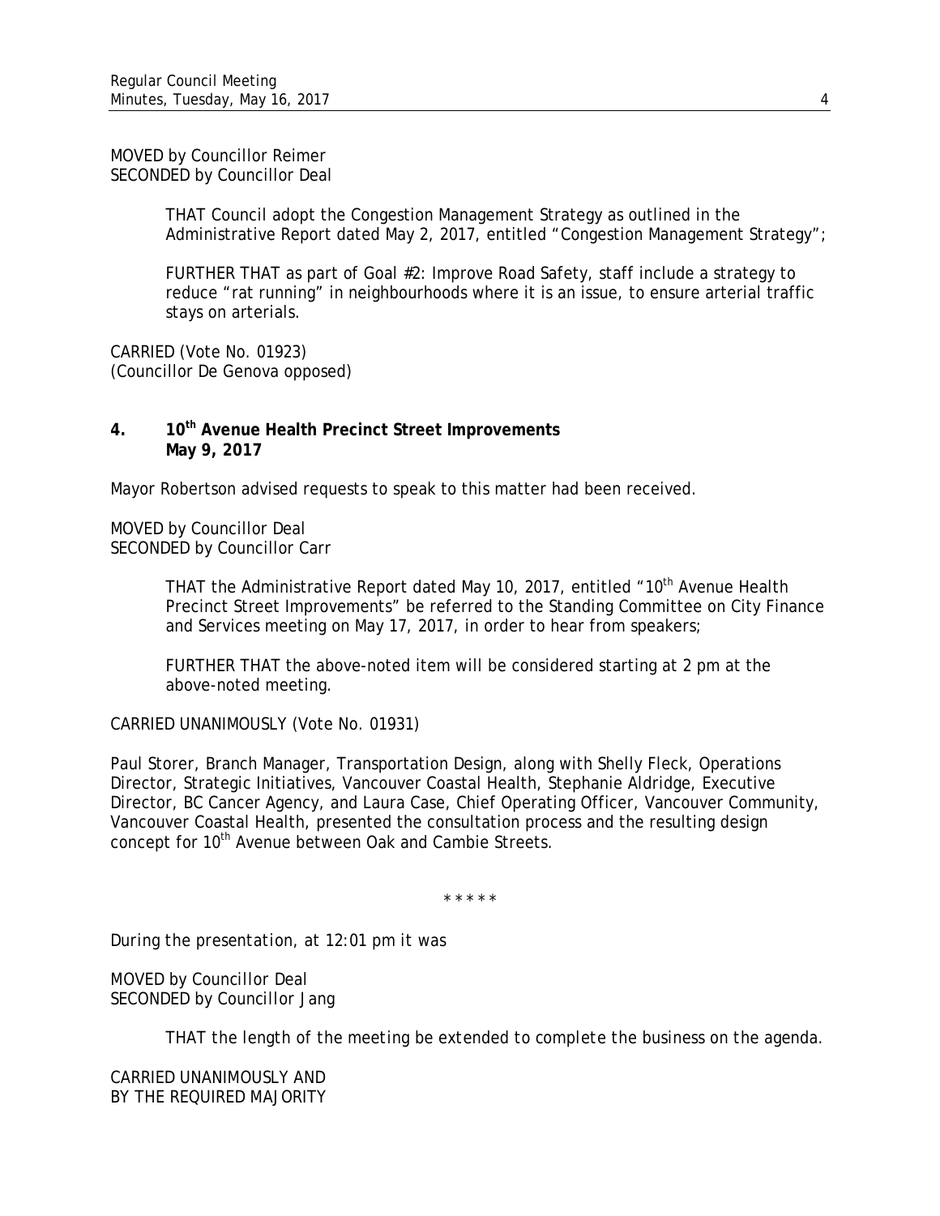MOVED by Councillor Reimer
SECONDED by Councillor Deal

> THAT Council adopt the Congestion Management Strategy as outlined in the Administrative Report dated May 2, 2017, entitled "Congestion Management Strategy";
>
> FURTHER THAT as part of Goal #2: Improve Road Safety, staff include a strategy to reduce "rat running" in neighbourhoods where it is an issue, to ensure arterial traffic stays on arterials.

CARRIED (Vote No. 01923)
(Councillor De Genova opposed)

**4. 10th Avenue Health Precinct Street Improvements**
**May 9, 2017**

Mayor Robertson advised requests to speak to this matter had been received.

MOVED by Councillor Deal
SECONDED by Councillor Carr

> THAT the Administrative Report dated May 10, 2017, entitled "10th Avenue Health Precinct Street Improvements" be referred to the Standing Committee on City Finance and Services meeting on May 17, 2017, in order to hear from speakers;
>
> FURTHER THAT the above-noted item will be considered starting at 2 pm at the above-noted meeting.

CARRIED UNANIMOUSLY (Vote No. 01931)

Paul Storer, Branch Manager, Transportation Design, along with Shelly Fleck, Operations Director, Strategic Initiatives, Vancouver Coastal Health, Stephanie Aldridge, Executive Director, BC Cancer Agency, and Laura Case, Chief Operating Officer, Vancouver Community, Vancouver Coastal Health, presented the consultation process and the resulting design concept for 10th Avenue between Oak and Cambie Streets.

\* \* \* \* \*

*During the presentation, at 12:01 pm it was*

*MOVED by Councillor Deal*
*SECONDED by Councillor Jang*

> *THAT the length of the meeting be extended to complete the business on the agenda.*

*CARRIED UNANIMOUSLY AND*
*BY THE REQUIRED MAJORITY*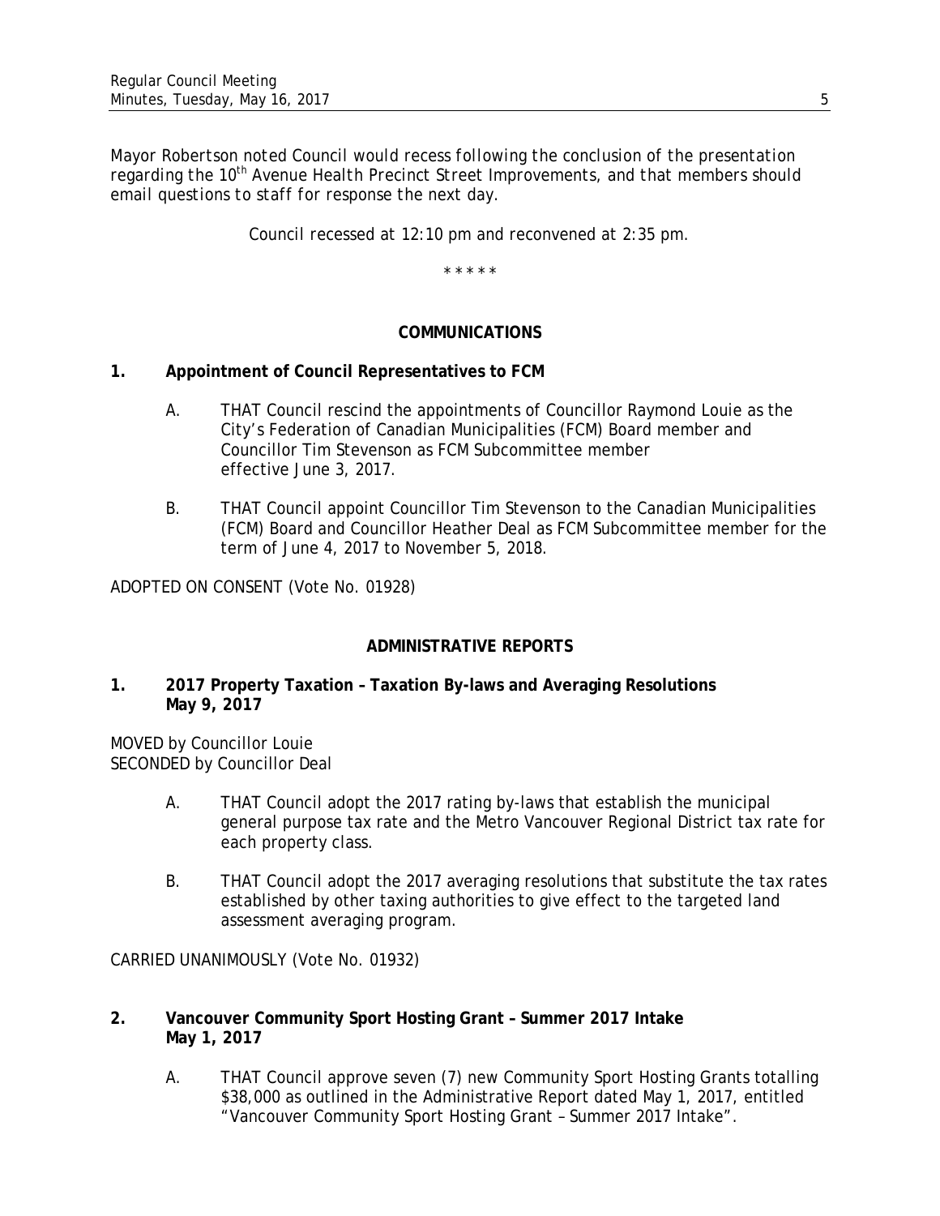*Mayor Robertson noted Council would recess following the conclusion of the presentation regarding the 10th Avenue Health Precinct Street Improvements, and that members should email questions to staff for response the next day.*

Council recessed at 12:10 pm and reconvened at 2:35 pm.

\* \* \* \* \*

## COMMUNICATIONS

**1. Appointment of Council Representatives to FCM**

A. THAT Council rescind the appointments of Councillor Raymond Louie as the City's Federation of Canadian Municipalities (FCM) Board member and Councillor Tim Stevenson as FCM Subcommittee member effective June 3, 2017.

B. THAT Council appoint Councillor Tim Stevenson to the Canadian Municipalities (FCM) Board and Councillor Heather Deal as FCM Subcommittee member for the term of June 4, 2017 to November 5, 2018.

ADOPTED ON CONSENT (Vote No. 01928)

## ADMINISTRATIVE REPORTS

**1. 2017 Property Taxation – Taxation By-laws and Averaging Resolutions May 9, 2017**

MOVED by Councillor Louie
SECONDED by Councillor Deal

A. THAT Council adopt the 2017 rating by-laws that establish the municipal general purpose tax rate and the Metro Vancouver Regional District tax rate for each property class.

B. THAT Council adopt the 2017 averaging resolutions that substitute the tax rates established by other taxing authorities to give effect to the targeted land assessment averaging program.

CARRIED UNANIMOUSLY (Vote No. 01932)

**2. Vancouver Community Sport Hosting Grant – Summer 2017 Intake May 1, 2017**

A. THAT Council approve seven (7) new Community Sport Hosting Grants totalling $38,000 as outlined in the Administrative Report dated May 1, 2017, entitled "Vancouver Community Sport Hosting Grant – Summer 2017 Intake".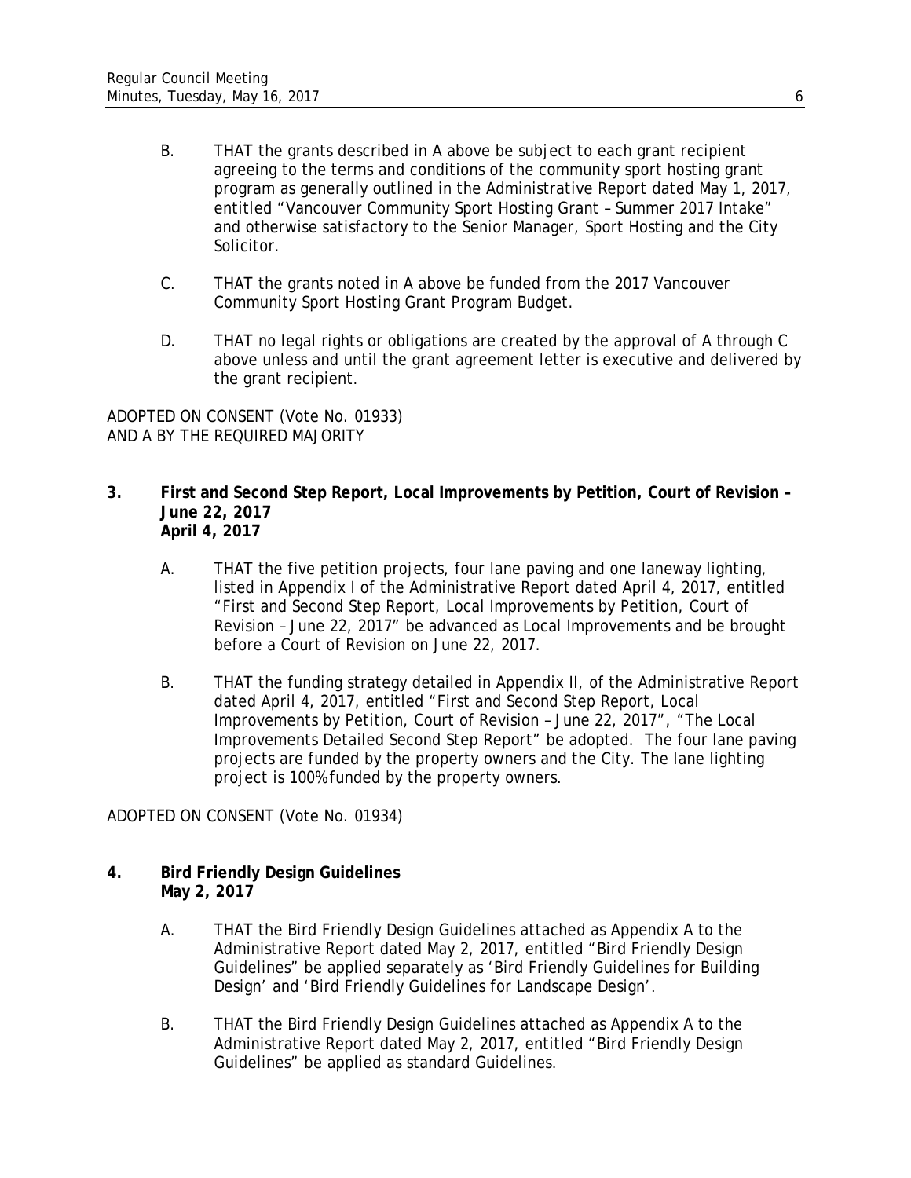B. THAT the grants described in A above be subject to each grant recipient agreeing to the terms and conditions of the community sport hosting grant program as generally outlined in the Administrative Report dated May 1, 2017, entitled "Vancouver Community Sport Hosting Grant – Summer 2017 Intake" and otherwise satisfactory to the Senior Manager, Sport Hosting and the City Solicitor.

C. THAT the grants noted in A above be funded from the 2017 Vancouver Community Sport Hosting Grant Program Budget.

D. THAT no legal rights or obligations are created by the approval of A through C above unless and until the grant agreement letter is executive and delivered by the grant recipient.

ADOPTED ON CONSENT (Vote No. 01933)
AND A BY THE REQUIRED MAJORITY

**3. First and Second Step Report, Local Improvements by Petition, Court of Revision – June 22, 2017**
**April 4, 2017**

A. THAT the five petition projects, four lane paving and one laneway lighting, listed in Appendix I of the Administrative Report dated April 4, 2017, entitled "First and Second Step Report, Local Improvements by Petition, Court of Revision – June 22, 2017" be advanced as Local Improvements and be brought before a Court of Revision on June 22, 2017.

B. THAT the funding strategy detailed in Appendix II, of the Administrative Report dated April 4, 2017, entitled "First and Second Step Report, Local Improvements by Petition, Court of Revision – June 22, 2017", "The Local Improvements Detailed Second Step Report" be adopted. The four lane paving projects are funded by the property owners and the City. The lane lighting project is 100% funded by the property owners.

ADOPTED ON CONSENT (Vote No. 01934)

**4. Bird Friendly Design Guidelines**
**May 2, 2017**

A. THAT the Bird Friendly Design Guidelines attached as Appendix A to the Administrative Report dated May 2, 2017, entitled "Bird Friendly Design Guidelines" be applied separately as 'Bird Friendly Guidelines for Building Design' and 'Bird Friendly Guidelines for Landscape Design'.

B. THAT the Bird Friendly Design Guidelines attached as Appendix A to the Administrative Report dated May 2, 2017, entitled "Bird Friendly Design Guidelines" be applied as standard Guidelines.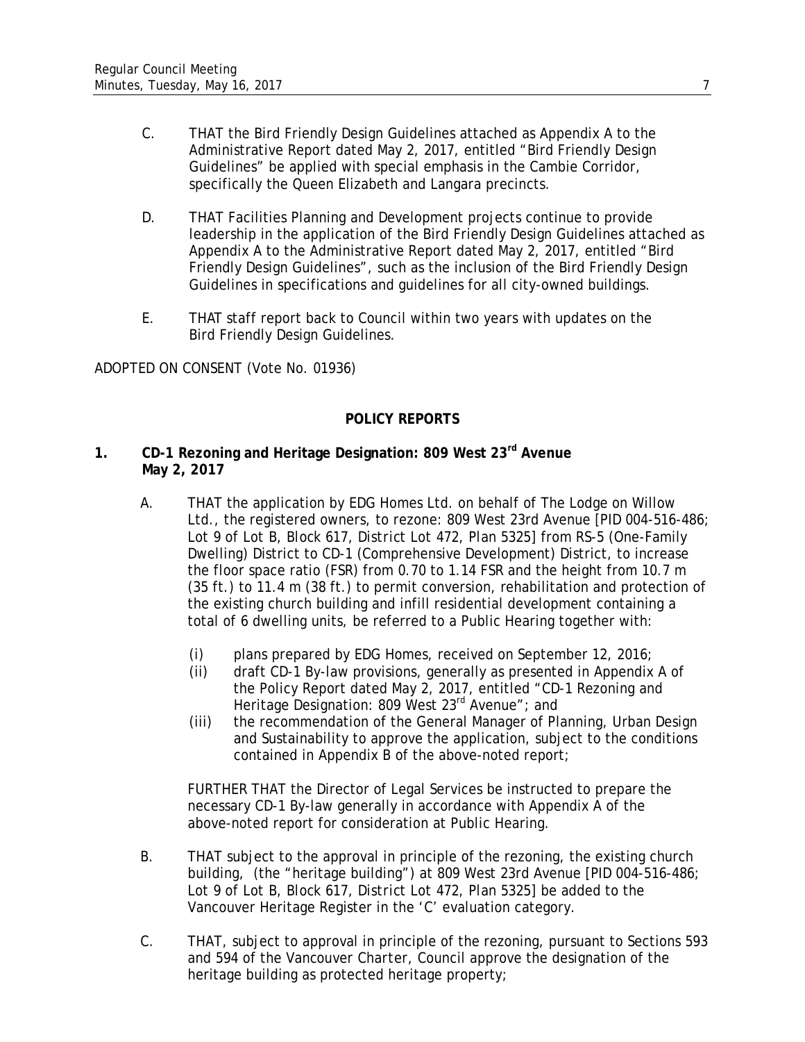C. THAT the Bird Friendly Design Guidelines attached as Appendix A to the Administrative Report dated May 2, 2017, entitled "Bird Friendly Design Guidelines" be applied with special emphasis in the Cambie Corridor, specifically the Queen Elizabeth and Langara precincts.

D. THAT Facilities Planning and Development projects continue to provide leadership in the application of the Bird Friendly Design Guidelines attached as Appendix A to the Administrative Report dated May 2, 2017, entitled "Bird Friendly Design Guidelines", such as the inclusion of the Bird Friendly Design Guidelines in specifications and guidelines for all city-owned buildings.

E. THAT staff report back to Council within two years with updates on the Bird Friendly Design Guidelines.

ADOPTED ON CONSENT (Vote No. 01936)

## POLICY REPORTS

### 1. CD-1 Rezoning and Heritage Designation: 809 West 23rd Avenue May 2, 2017

A. THAT the application by EDG Homes Ltd. on behalf of The Lodge on Willow Ltd., the registered owners, to rezone: 809 West 23rd Avenue [PID 004-516-486; Lot 9 of Lot B, Block 617, District Lot 472, Plan 5325] from RS-5 (One-Family Dwelling) District to CD-1 (Comprehensive Development) District, to increase the floor space ratio (FSR) from 0.70 to 1.14 FSR and the height from 10.7 m (35 ft.) to 11.4 m (38 ft.) to permit conversion, rehabilitation and protection of the existing church building and infill residential development containing a total of 6 dwelling units, be referred to a Public Hearing together with:

(i) plans prepared by EDG Homes, received on September 12, 2016;
(ii) draft CD-1 By-law provisions, generally as presented in Appendix A of the Policy Report dated May 2, 2017, entitled "CD-1 Rezoning and Heritage Designation: 809 West 23rd Avenue"; and
(iii) the recommendation of the General Manager of Planning, Urban Design and Sustainability to approve the application, subject to the conditions contained in Appendix B of the above-noted report;

FURTHER THAT the Director of Legal Services be instructed to prepare the necessary CD-1 By-law generally in accordance with Appendix A of the above-noted report for consideration at Public Hearing.

B. THAT subject to the approval in principle of the rezoning, the existing church building, (the "heritage building") at 809 West 23rd Avenue [PID 004-516-486; Lot 9 of Lot B, Block 617, District Lot 472, Plan 5325] be added to the Vancouver Heritage Register in the 'C' evaluation category.

C. THAT, subject to approval in principle of the rezoning, pursuant to Sections 593 and 594 of the *Vancouver Charter*, Council approve the designation of the heritage building as protected heritage property;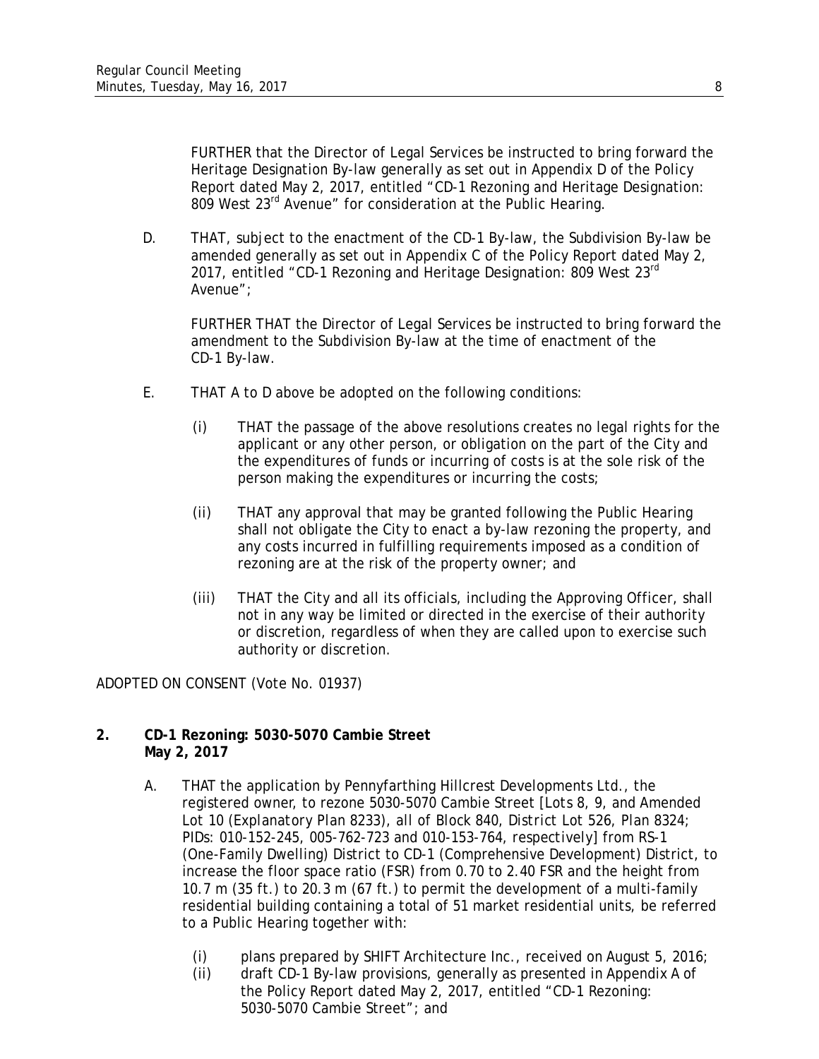FURTHER that the Director of Legal Services be instructed to bring forward the Heritage Designation By-law generally as set out in Appendix D of the Policy Report dated May 2, 2017, entitled "CD-1 Rezoning and Heritage Designation: 809 West 23rd Avenue" for consideration at the Public Hearing.

D. THAT, subject to the enactment of the CD-1 By-law, the Subdivision By-law be amended generally as set out in Appendix C of the Policy Report dated May 2, 2017, entitled "CD-1 Rezoning and Heritage Designation: 809 West 23rd Avenue";

FURTHER THAT the Director of Legal Services be instructed to bring forward the amendment to the Subdivision By-law at the time of enactment of the CD-1 By-law.

E. THAT A to D above be adopted on the following conditions:

(i) THAT the passage of the above resolutions creates no legal rights for the applicant or any other person, or obligation on the part of the City and the expenditures of funds or incurring of costs is at the sole risk of the person making the expenditures or incurring the costs;

(ii) THAT any approval that may be granted following the Public Hearing shall not obligate the City to enact a by-law rezoning the property, and any costs incurred in fulfilling requirements imposed as a condition of rezoning are at the risk of the property owner; and

(iii) THAT the City and all its officials, including the Approving Officer, shall not in any way be limited or directed in the exercise of their authority or discretion, regardless of when they are called upon to exercise such authority or discretion.

ADOPTED ON CONSENT (Vote No. 01937)

**2. CD-1 Rezoning: 5030-5070 Cambie Street**
**May 2, 2017**

A. THAT the application by Pennyfarthing Hillcrest Developments Ltd., the registered owner, to rezone 5030-5070 Cambie Street [Lots 8, 9, and Amended Lot 10 (Explanatory Plan 8233), all of Block 840, District Lot 526, Plan 8324; PIDs: 010-152-245, 005-762-723 and 010-153-764, respectively] from RS-1 (One-Family Dwelling) District to CD-1 (Comprehensive Development) District, to increase the floor space ratio (FSR) from 0.70 to 2.40 FSR and the height from 10.7 m (35 ft.) to 20.3 m (67 ft.) to permit the development of a multi-family residential building containing a total of 51 market residential units, be referred to a Public Hearing together with:

(i) plans prepared by SHIFT Architecture Inc., received on August 5, 2016;
(ii) draft CD-1 By-law provisions, generally as presented in Appendix A of the Policy Report dated May 2, 2017, entitled "CD-1 Rezoning: 5030-5070 Cambie Street"; and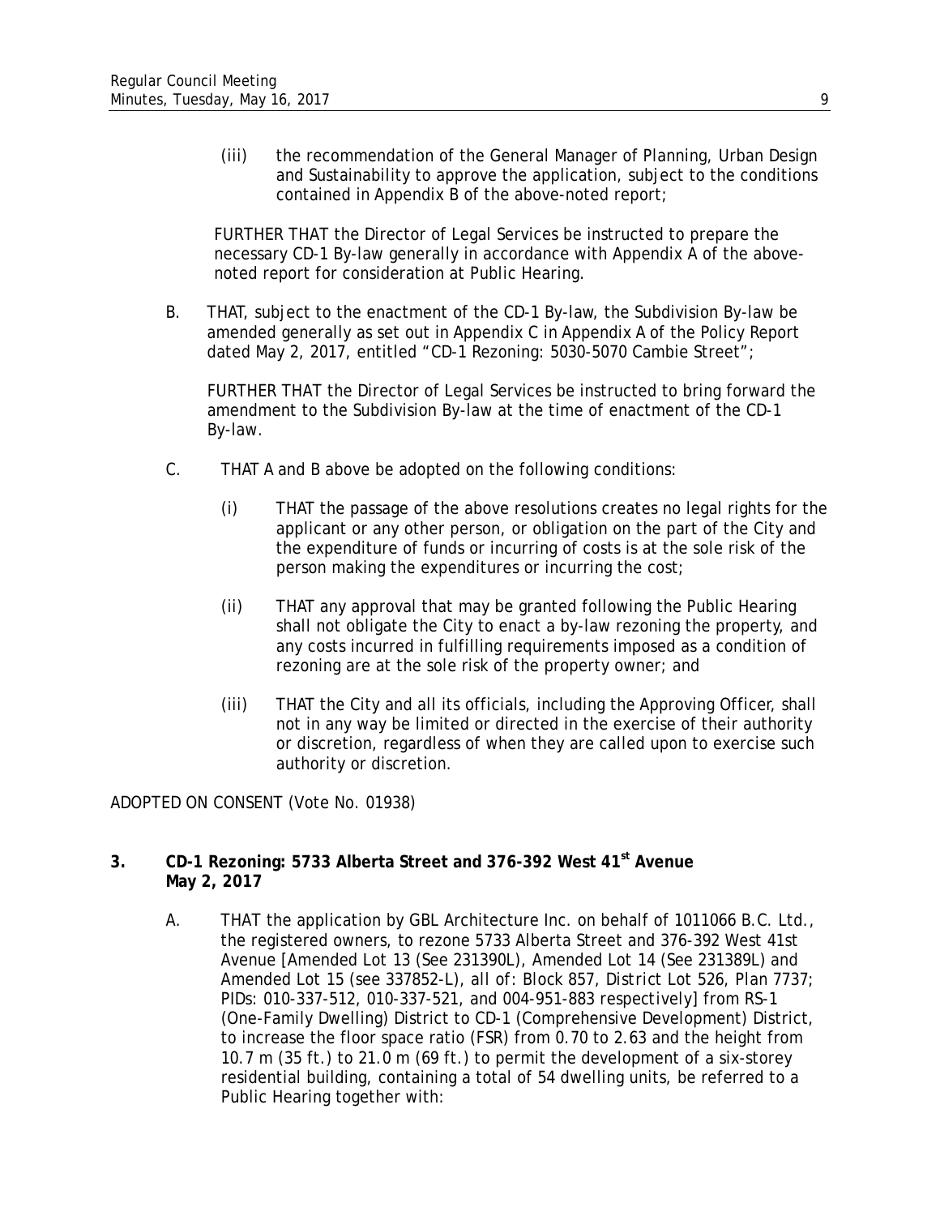(iii) the recommendation of the General Manager of Planning, Urban Design and Sustainability to approve the application, subject to the conditions contained in Appendix B of the above-noted report;

FURTHER THAT the Director of Legal Services be instructed to prepare the necessary CD-1 By-law generally in accordance with Appendix A of the above-noted report for consideration at Public Hearing.

B. THAT, subject to the enactment of the CD-1 By-law, the Subdivision By-law be amended generally as set out in Appendix C in Appendix A of the Policy Report dated May 2, 2017, entitled "CD-1 Rezoning: 5030-5070 Cambie Street";

FURTHER THAT the Director of Legal Services be instructed to bring forward the amendment to the Subdivision By-law at the time of enactment of the CD-1 By-law.

C. THAT A and B above be adopted on the following conditions:

(i) THAT the passage of the above resolutions creates no legal rights for the applicant or any other person, or obligation on the part of the City and the expenditure of funds or incurring of costs is at the sole risk of the person making the expenditures or incurring the cost;

(ii) THAT any approval that may be granted following the Public Hearing shall not obligate the City to enact a by-law rezoning the property, and any costs incurred in fulfilling requirements imposed as a condition of rezoning are at the sole risk of the property owner; and

(iii) THAT the City and all its officials, including the Approving Officer, shall not in any way be limited or directed in the exercise of their authority or discretion, regardless of when they are called upon to exercise such authority or discretion.

ADOPTED ON CONSENT (Vote No. 01938)

**3. CD-1 Rezoning: 5733 Alberta Street and 376-392 West 41st Avenue May 2, 2017**

A. THAT the application by GBL Architecture Inc. on behalf of 1011066 B.C. Ltd., the registered owners, to rezone 5733 Alberta Street and 376-392 West 41st Avenue [Amended Lot 13 (See 231390L), Amended Lot 14 (See 231389L) and Amended Lot 15 (see 337852-L), all of: Block 857, District Lot 526, Plan 7737; PIDs: 010-337-512, 010-337-521, and 004-951-883 respectively] from RS-1 (One-Family Dwelling) District to CD-1 (Comprehensive Development) District, to increase the floor space ratio (FSR) from 0.70 to 2.63 and the height from 10.7 m (35 ft.) to 21.0 m (69 ft.) to permit the development of a six-storey residential building, containing a total of 54 dwelling units, be referred to a Public Hearing together with: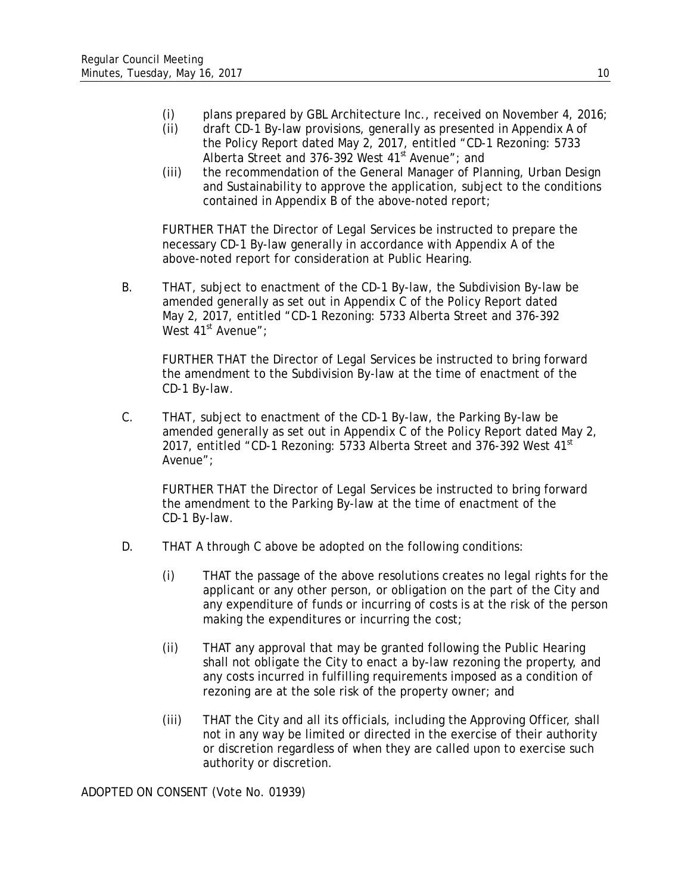(i) plans prepared by GBL Architecture Inc., received on November 4, 2016;

(ii) draft CD-1 By-law provisions, generally as presented in Appendix A of the Policy Report dated May 2, 2017, entitled "CD-1 Rezoning: 5733 Alberta Street and 376-392 West 41st Avenue"; and

(iii) the recommendation of the General Manager of Planning, Urban Design and Sustainability to approve the application, subject to the conditions contained in Appendix B of the above-noted report;

FURTHER THAT the Director of Legal Services be instructed to prepare the necessary CD-1 By-law generally in accordance with Appendix A of the above-noted report for consideration at Public Hearing.

B. THAT, subject to enactment of the CD-1 By-law, the Subdivision By-law be amended generally as set out in Appendix C of the Policy Report dated May 2, 2017, entitled "CD-1 Rezoning: 5733 Alberta Street and 376-392 West 41st Avenue";

FURTHER THAT the Director of Legal Services be instructed to bring forward the amendment to the Subdivision By-law at the time of enactment of the CD-1 By-law.

C. THAT, subject to enactment of the CD-1 By-law, the Parking By-law be amended generally as set out in Appendix C of the Policy Report dated May 2, 2017, entitled "CD-1 Rezoning: 5733 Alberta Street and 376-392 West 41st Avenue";

FURTHER THAT the Director of Legal Services be instructed to bring forward the amendment to the Parking By-law at the time of enactment of the CD-1 By-law.

D. THAT A through C above be adopted on the following conditions:

(i) THAT the passage of the above resolutions creates no legal rights for the applicant or any other person, or obligation on the part of the City and any expenditure of funds or incurring of costs is at the risk of the person making the expenditures or incurring the cost;

(ii) THAT any approval that may be granted following the Public Hearing shall not obligate the City to enact a by-law rezoning the property, and any costs incurred in fulfilling requirements imposed as a condition of rezoning are at the sole risk of the property owner; and

(iii) THAT the City and all its officials, including the Approving Officer, shall not in any way be limited or directed in the exercise of their authority or discretion regardless of when they are called upon to exercise such authority or discretion.

ADOPTED ON CONSENT (Vote No. 01939)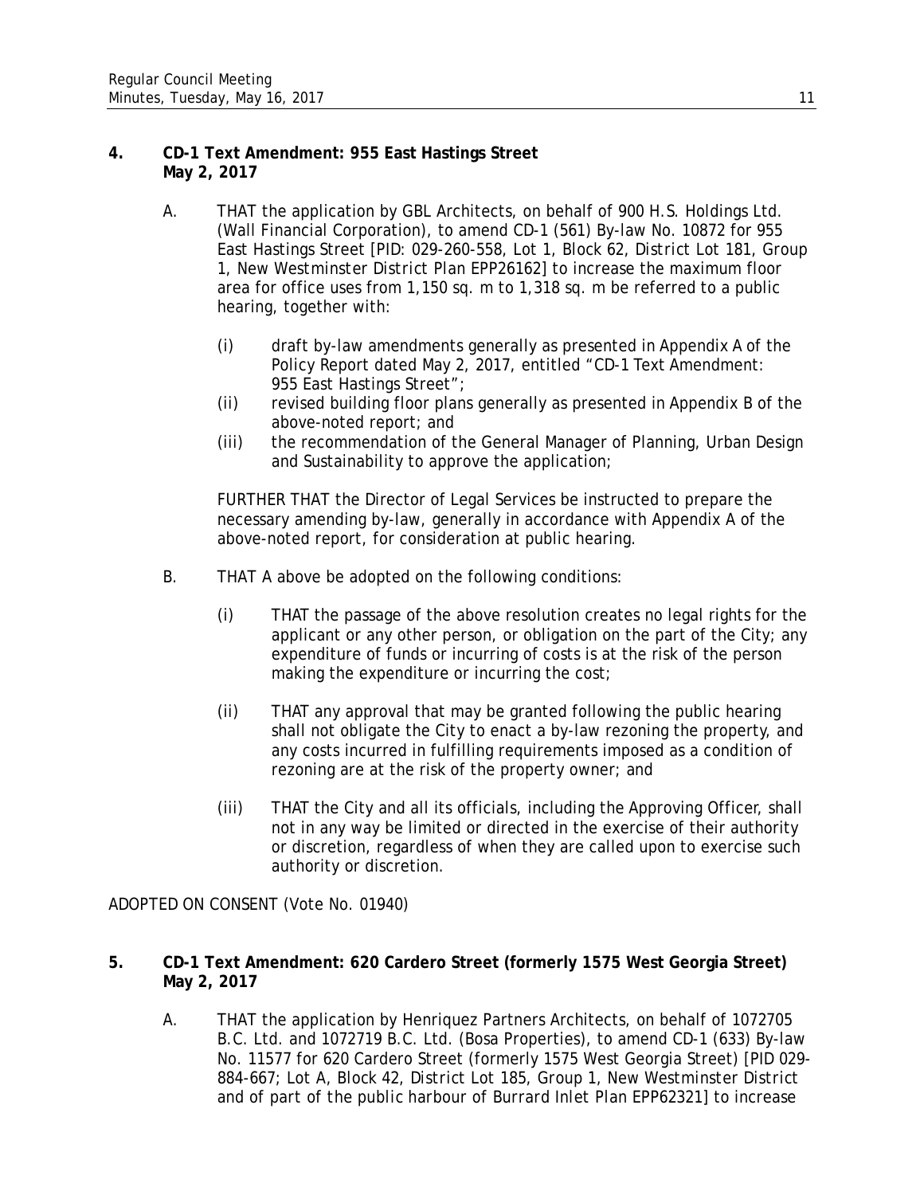**4. CD-1 Text Amendment: 955 East Hastings Street May 2, 2017**

A. THAT the application by GBL Architects, on behalf of 900 H.S. Holdings Ltd. (Wall Financial Corporation), to amend CD-1 (561) By-law No. 10872 for 955 East Hastings Street [PID: 029-260-558, Lot 1, Block 62, District Lot 181, Group 1, New Westminster District Plan EPP26162] to increase the maximum floor area for office uses from 1,150 sq. m to 1,318 sq. m be referred to a public hearing, together with:

(i) draft by-law amendments generally as presented in Appendix A of the Policy Report dated May 2, 2017, entitled "CD-1 Text Amendment: 955 East Hastings Street";
(ii) revised building floor plans generally as presented in Appendix B of the above-noted report; and
(iii) the recommendation of the General Manager of Planning, Urban Design and Sustainability to approve the application;

FURTHER THAT the Director of Legal Services be instructed to prepare the necessary amending by-law, generally in accordance with Appendix A of the above-noted report, for consideration at public hearing.

B. THAT A above be adopted on the following conditions:

(i) THAT the passage of the above resolution creates no legal rights for the applicant or any other person, or obligation on the part of the City; any expenditure of funds or incurring of costs is at the risk of the person making the expenditure or incurring the cost;

(ii) THAT any approval that may be granted following the public hearing shall not obligate the City to enact a by-law rezoning the property, and any costs incurred in fulfilling requirements imposed as a condition of rezoning are at the risk of the property owner; and

(iii) THAT the City and all its officials, including the Approving Officer, shall not in any way be limited or directed in the exercise of their authority or discretion, regardless of when they are called upon to exercise such authority or discretion.

ADOPTED ON CONSENT (Vote No. 01940)

**5. CD-1 Text Amendment: 620 Cardero Street (formerly 1575 West Georgia Street) May 2, 2017**

A. THAT the application by Henriquez Partners Architects, on behalf of 1072705 B.C. Ltd. and 1072719 B.C. Ltd. (Bosa Properties), to amend CD-1 (633) By-law No. 11577 for 620 Cardero Street (formerly 1575 West Georgia Street) [PID 029-884-667; Lot A, Block 42, District Lot 185, Group 1, New Westminster District and of part of the public harbour of Burrard Inlet Plan EPP62321] to increase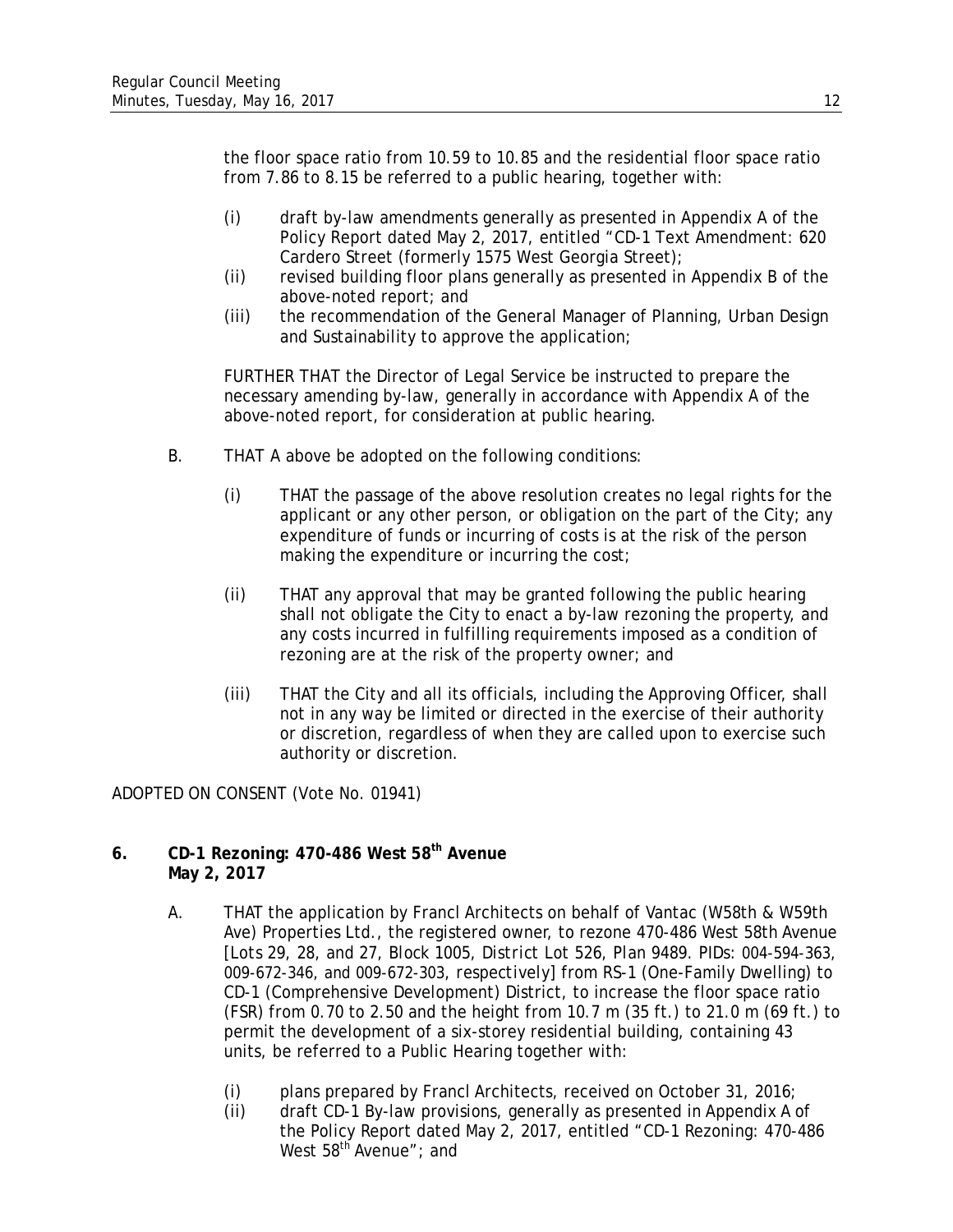the floor space ratio from 10.59 to 10.85 and the residential floor space ratio from 7.86 to 8.15 be referred to a public hearing, together with:

(i) draft by-law amendments generally as presented in Appendix A of the Policy Report dated May 2, 2017, entitled "CD-1 Text Amendment: 620 Cardero Street (formerly 1575 West Georgia Street);
(ii) revised building floor plans generally as presented in Appendix B of the above-noted report; and
(iii) the recommendation of the General Manager of Planning, Urban Design and Sustainability to approve the application;

FURTHER THAT the Director of Legal Service be instructed to prepare the necessary amending by-law, generally in accordance with Appendix A of the above-noted report, for consideration at public hearing.

B. THAT A above be adopted on the following conditions:

(i) THAT the passage of the above resolution creates no legal rights for the applicant or any other person, or obligation on the part of the City; any expenditure of funds or incurring of costs is at the risk of the person making the expenditure or incurring the cost;

(ii) THAT any approval that may be granted following the public hearing shall not obligate the City to enact a by-law rezoning the property, and any costs incurred in fulfilling requirements imposed as a condition of rezoning are at the risk of the property owner; and

(iii) THAT the City and all its officials, including the Approving Officer, shall not in any way be limited or directed in the exercise of their authority or discretion, regardless of when they are called upon to exercise such authority or discretion.

ADOPTED ON CONSENT (Vote No. 01941)

**6. CD-1 Rezoning: 470-486 West 58th Avenue**
**May 2, 2017**

A. THAT the application by Francl Architects on behalf of Vantac (W58th & W59th Ave) Properties Ltd., the registered owner, to rezone 470-486 West 58th Avenue [Lots 29, 28, and 27, Block 1005, District Lot 526, Plan 9489. PIDs: 004-594-363, 009-672-346, and 009-672-303, respectively] from RS-1 (One-Family Dwelling) to CD-1 (Comprehensive Development) District, to increase the floor space ratio (FSR) from 0.70 to 2.50 and the height from 10.7 m (35 ft.) to 21.0 m (69 ft.) to permit the development of a six-storey residential building, containing 43 units, be referred to a Public Hearing together with:

(i) plans prepared by Francl Architects, received on October 31, 2016;
(ii) draft CD-1 By-law provisions, generally as presented in Appendix A of the Policy Report dated May 2, 2017, entitled "CD-1 Rezoning: 470-486 West 58th Avenue"; and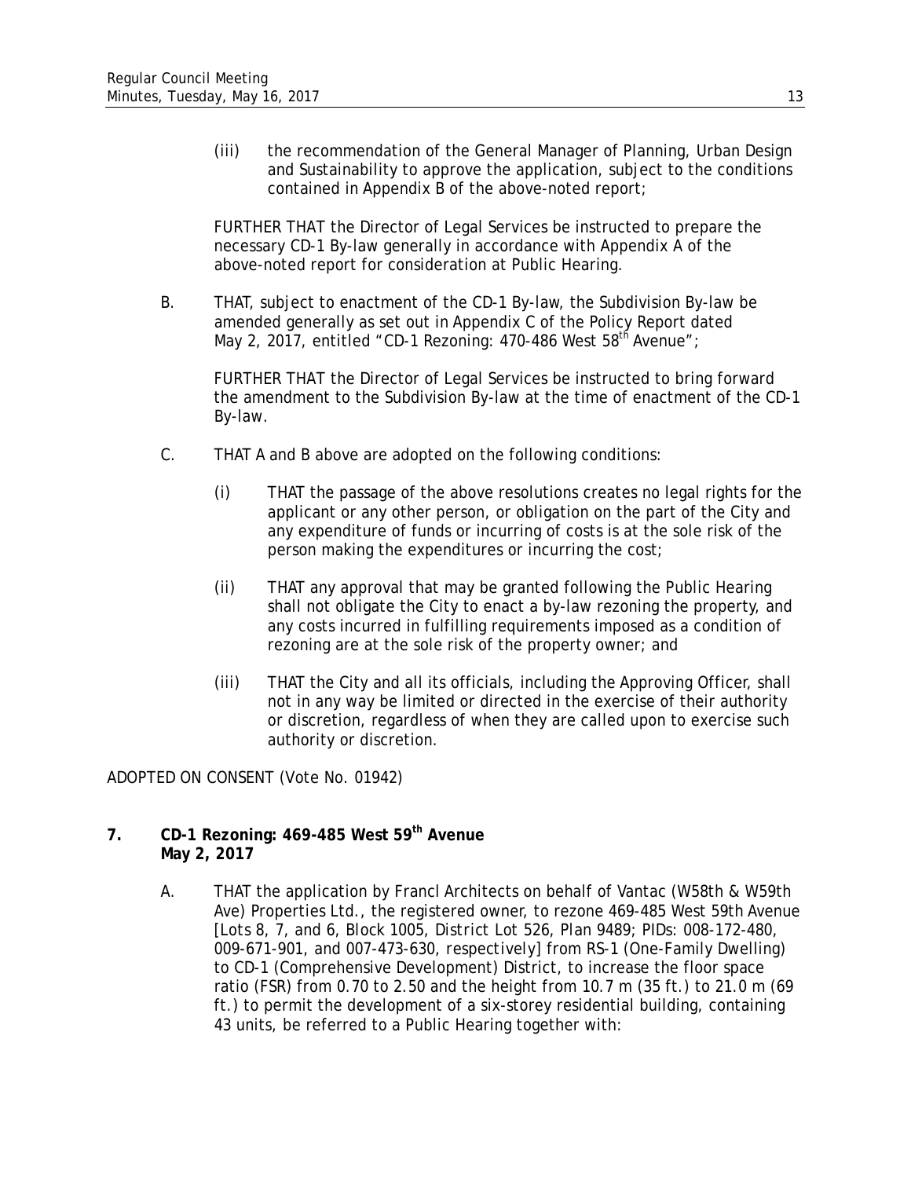(iii) the recommendation of the General Manager of Planning, Urban Design and Sustainability to approve the application, subject to the conditions contained in Appendix B of the above-noted report;

FURTHER THAT the Director of Legal Services be instructed to prepare the necessary CD-1 By-law generally in accordance with Appendix A of the above-noted report for consideration at Public Hearing.

B. THAT, subject to enactment of the CD-1 By-law, the Subdivision By-law be amended generally as set out in Appendix C of the Policy Report dated May 2, 2017, entitled "CD-1 Rezoning: 470-486 West 58th Avenue";

FURTHER THAT the Director of Legal Services be instructed to bring forward the amendment to the Subdivision By-law at the time of enactment of the CD-1 By-law.

C. THAT A and B above are adopted on the following conditions:

(i) THAT the passage of the above resolutions creates no legal rights for the applicant or any other person, or obligation on the part of the City and any expenditure of funds or incurring of costs is at the sole risk of the person making the expenditures or incurring the cost;

(ii) THAT any approval that may be granted following the Public Hearing shall not obligate the City to enact a by-law rezoning the property, and any costs incurred in fulfilling requirements imposed as a condition of rezoning are at the sole risk of the property owner; and

(iii) THAT the City and all its officials, including the Approving Officer, shall not in any way be limited or directed in the exercise of their authority or discretion, regardless of when they are called upon to exercise such authority or discretion.

ADOPTED ON CONSENT (Vote No. 01942)

**7. CD-1 Rezoning: 469-485 West 59th Avenue**
**May 2, 2017**

A. THAT the application by Francl Architects on behalf of Vantac (W58th & W59th Ave) Properties Ltd., the registered owner, to rezone 469-485 West 59th Avenue [Lots 8, 7, and 6, Block 1005, District Lot 526, Plan 9489; PIDs: 008-172-480, 009-671-901, and 007-473-630, respectively] from RS-1 (One-Family Dwelling) to CD-1 (Comprehensive Development) District, to increase the floor space ratio (FSR) from 0.70 to 2.50 and the height from 10.7 m (35 ft.) to 21.0 m (69 ft.) to permit the development of a six-storey residential building, containing 43 units, be referred to a Public Hearing together with: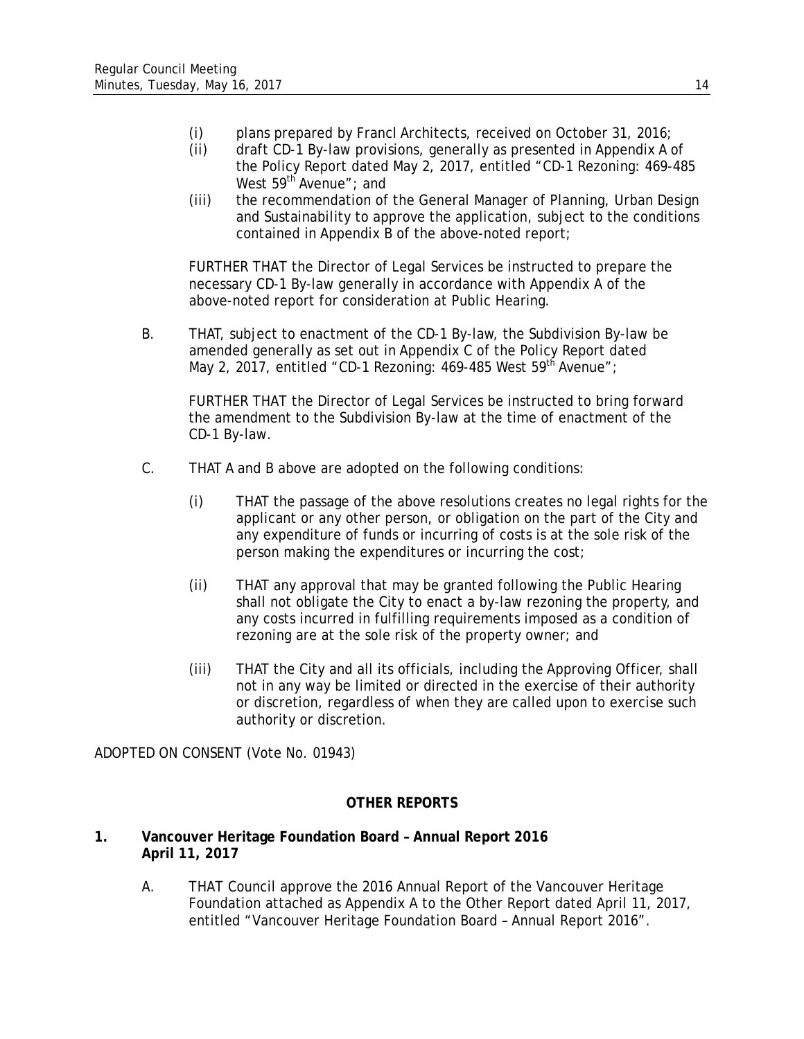(i) plans prepared by Francl Architects, received on October 31, 2016;

(ii) draft CD-1 By-law provisions, generally as presented in Appendix A of the Policy Report dated May 2, 2017, entitled "CD-1 Rezoning: 469-485 West 59th Avenue"; and

(iii) the recommendation of the General Manager of Planning, Urban Design and Sustainability to approve the application, subject to the conditions contained in Appendix B of the above-noted report;

FURTHER THAT the Director of Legal Services be instructed to prepare the necessary CD-1 By-law generally in accordance with Appendix A of the above-noted report for consideration at Public Hearing.

B. THAT, subject to enactment of the CD-1 By-law, the Subdivision By-law be amended generally as set out in Appendix C of the Policy Report dated May 2, 2017, entitled "CD-1 Rezoning: 469-485 West 59th Avenue";

FURTHER THAT the Director of Legal Services be instructed to bring forward the amendment to the Subdivision By-law at the time of enactment of the CD-1 By-law.

C. THAT A and B above are adopted on the following conditions:

(i) THAT the passage of the above resolutions creates no legal rights for the applicant or any other person, or obligation on the part of the City and any expenditure of funds or incurring of costs is at the sole risk of the person making the expenditures or incurring the cost;

(ii) THAT any approval that may be granted following the Public Hearing shall not obligate the City to enact a by-law rezoning the property, and any costs incurred in fulfilling requirements imposed as a condition of rezoning are at the sole risk of the property owner; and

(iii) THAT the City and all its officials, including the Approving Officer, shall not in any way be limited or directed in the exercise of their authority or discretion, regardless of when they are called upon to exercise such authority or discretion.

ADOPTED ON CONSENT (Vote No. 01943)

## OTHER REPORTS

**1. Vancouver Heritage Foundation Board – Annual Report 2016**
**April 11, 2017**

A. THAT Council approve the 2016 Annual Report of the Vancouver Heritage Foundation attached as Appendix A to the Other Report dated April 11, 2017, entitled "Vancouver Heritage Foundation Board – Annual Report 2016".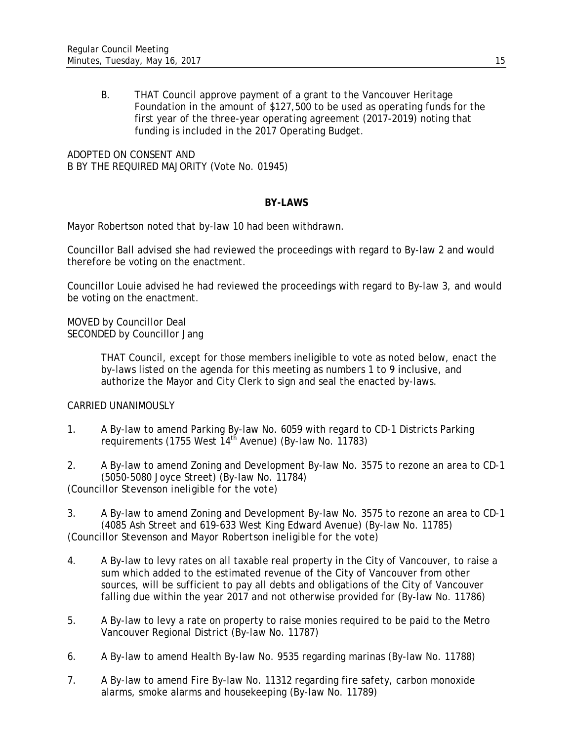B. THAT Council approve payment of a grant to the Vancouver Heritage Foundation in the amount of $127,500 to be used as operating funds for the first year of the three-year operating agreement (2017-2019) noting that funding is included in the 2017 Operating Budget.

ADOPTED ON CONSENT AND
B BY THE REQUIRED MAJORITY (Vote No. 01945)

## BY-LAWS

Mayor Robertson noted that by-law 10 had been withdrawn.

Councillor Ball advised she had reviewed the proceedings with regard to By-law 2 and would therefore be voting on the enactment.

Councillor Louie advised he had reviewed the proceedings with regard to By-law 3, and would be voting on the enactment.

MOVED by Councillor Deal
SECONDED by Councillor Jang

> THAT Council, except for those members ineligible to vote as noted below, enact the by-laws listed on the agenda for this meeting as numbers 1 to 9 inclusive, and authorize the Mayor and City Clerk to sign and seal the enacted by-laws.

CARRIED UNANIMOUSLY

1. A By-law to amend Parking By-law No. 6059 with regard to CD-1 Districts Parking requirements (1755 West 14th Avenue) (By-law No. 11783)

2. A By-law to amend Zoning and Development By-law No. 3575 to rezone an area to CD-1 (5050-5080 Joyce Street) (By-law No. 11784)

*(Councillor Stevenson ineligible for the vote)*

3. A By-law to amend Zoning and Development By-law No. 3575 to rezone an area to CD-1 (4085 Ash Street and 619-633 West King Edward Avenue) (By-law No. 11785)

*(Councillor Stevenson and Mayor Robertson ineligible for the vote)*

4. A By-law to levy rates on all taxable real property in the City of Vancouver, to raise a sum which added to the estimated revenue of the City of Vancouver from other sources, will be sufficient to pay all debts and obligations of the City of Vancouver falling due within the year 2017 and not otherwise provided for (By-law No. 11786)

5. A By-law to levy a rate on property to raise monies required to be paid to the Metro Vancouver Regional District (By-law No. 11787)

6. A By-law to amend Health By-law No. 9535 regarding marinas (By-law No. 11788)

7. A By-law to amend Fire By-law No. 11312 regarding fire safety, carbon monoxide alarms, smoke alarms and housekeeping (By-law No. 11789)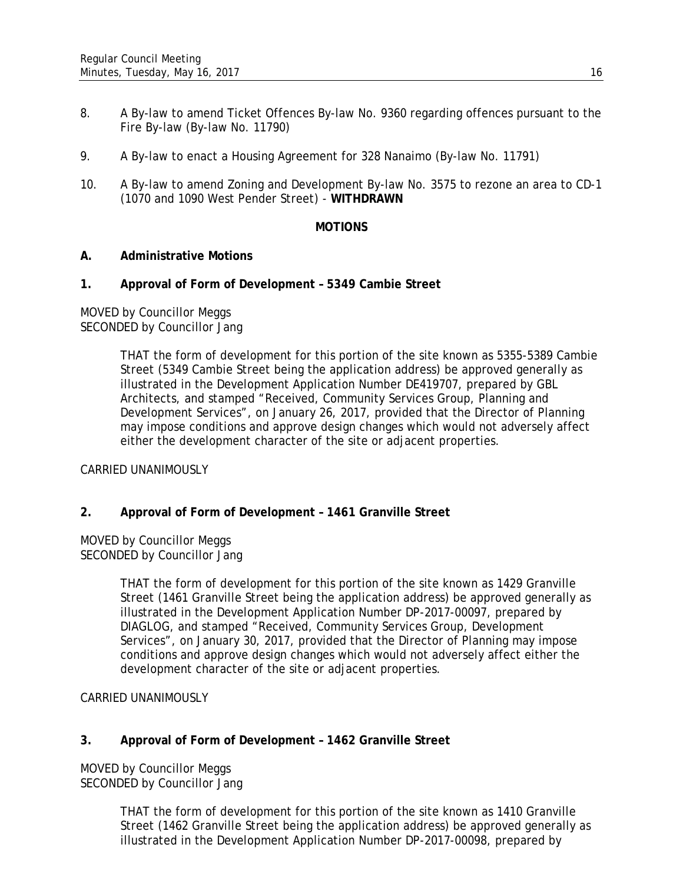8. A By-law to amend Ticket Offences By-law No. 9360 regarding offences pursuant to the Fire By-law (By-law No. 11790)

9. A By-law to enact a Housing Agreement for 328 Nanaimo (By-law No. 11791)

10. A By-law to amend Zoning and Development By-law No. 3575 to rezone an area to CD-1 (1070 and 1090 West Pender Street) - **WITHDRAWN**

## MOTIONS

### A. Administrative Motions

### 1. Approval of Form of Development – 5349 Cambie Street

MOVED by Councillor Meggs
SECONDED by Councillor Jang

> THAT the form of development for this portion of the site known as 5355-5389 Cambie Street (5349 Cambie Street being the application address) be approved generally as illustrated in the Development Application Number DE419707, prepared by GBL Architects, and stamped "Received, Community Services Group, Planning and Development Services", on January 26, 2017, provided that the Director of Planning may impose conditions and approve design changes which would not adversely affect either the development character of the site or adjacent properties.

CARRIED UNANIMOUSLY

### 2. Approval of Form of Development – 1461 Granville Street

MOVED by Councillor Meggs
SECONDED by Councillor Jang

> THAT the form of development for this portion of the site known as 1429 Granville Street (1461 Granville Street being the application address) be approved generally as illustrated in the Development Application Number DP-2017-00097, prepared by DIAGLOG, and stamped "Received, Community Services Group, Development Services", on January 30, 2017, provided that the Director of Planning may impose conditions and approve design changes which would not adversely affect either the development character of the site or adjacent properties.

CARRIED UNANIMOUSLY

### 3. Approval of Form of Development – 1462 Granville Street

MOVED by Councillor Meggs
SECONDED by Councillor Jang

> THAT the form of development for this portion of the site known as 1410 Granville Street (1462 Granville Street being the application address) be approved generally as illustrated in the Development Application Number DP-2017-00098, prepared by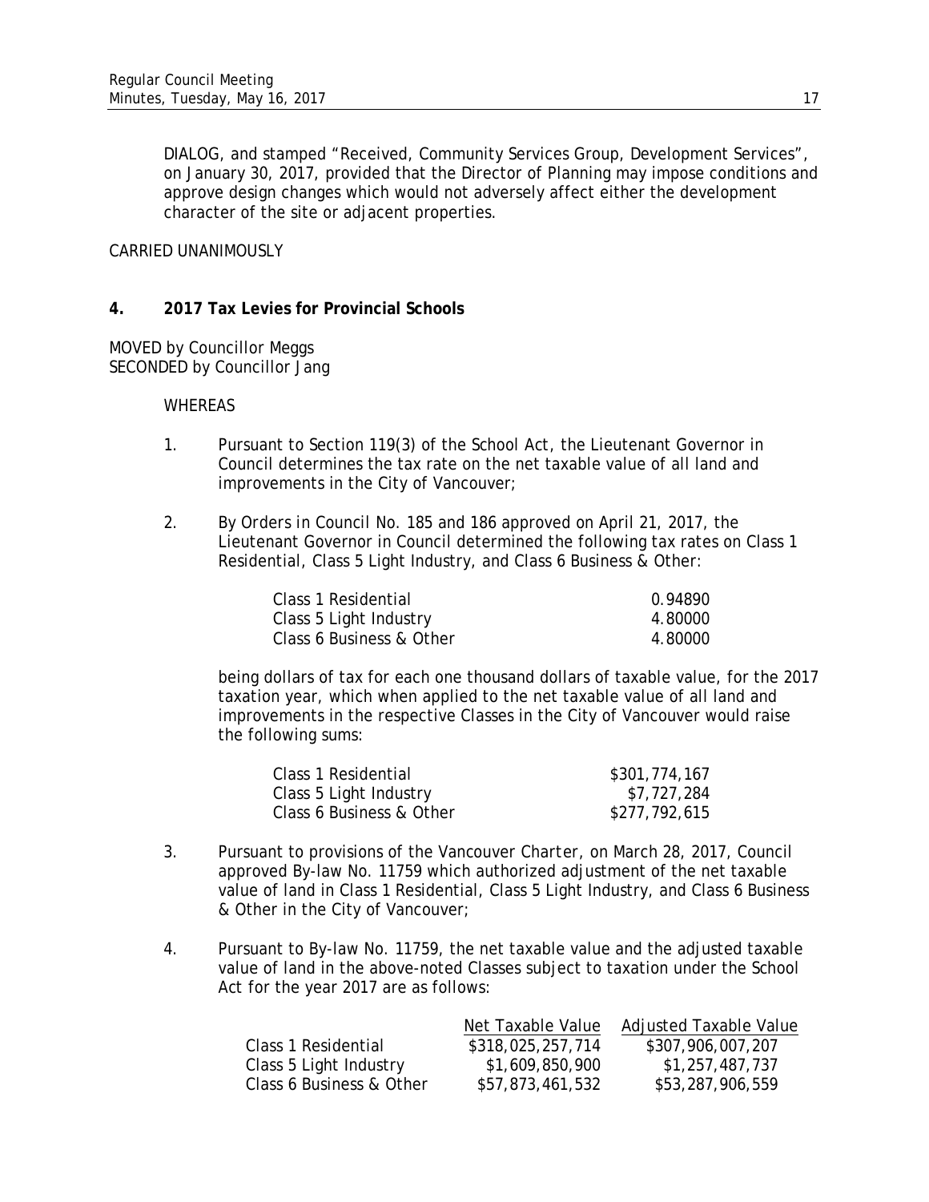DIALOG, and stamped "Received, Community Services Group, Development Services", on January 30, 2017, provided that the Director of Planning may impose conditions and approve design changes which would not adversely affect either the development character of the site or adjacent properties.

CARRIED UNANIMOUSLY

## 4. 2017 Tax Levies for Provincial Schools

MOVED by Councillor Meggs
SECONDED by Councillor Jang

WHEREAS

1. Pursuant to Section 119(3) of the School Act, the Lieutenant Governor in Council determines the tax rate on the net taxable value of all land and improvements in the City of Vancouver;

2. By Orders in Council No. 185 and 186 approved on April 21, 2017, the Lieutenant Governor in Council determined the following tax rates on Class 1 Residential, Class 5 Light Industry, and Class 6 Business & Other:

| | |
|---|---|
| Class 1 Residential | 0.94890 |
| Class 5 Light Industry | 4.80000 |
| Class 6 Business & Other | 4.80000 |

being dollars of tax for each one thousand dollars of taxable value, for the 2017 taxation year, which when applied to the net taxable value of all land and improvements in the respective Classes in the City of Vancouver would raise the following sums:

| | |
|---|---|
| Class 1 Residential | \$301,774,167 |
| Class 5 Light Industry | \$7,727,284 |
| Class 6 Business & Other | \$277,792,615 |

3. Pursuant to provisions of the Vancouver Charter, on March 28, 2017, Council approved By-law No. 11759 which authorized adjustment of the net taxable value of land in Class 1 Residential, Class 5 Light Industry, and Class 6 Business & Other in the City of Vancouver;

4. Pursuant to By-law No. 11759, the net taxable value and the adjusted taxable value of land in the above-noted Classes subject to taxation under the School Act for the year 2017 are as follows:

| | Net Taxable Value | Adjusted Taxable Value |
|---|---|---|
| Class 1 Residential | \$318,025,257,714 | \$307,906,007,207 |
| Class 5 Light Industry | \$1,609,850,900 | \$1,257,487,737 |
| Class 6 Business & Other | \$57,873,461,532 | \$53,287,906,559 |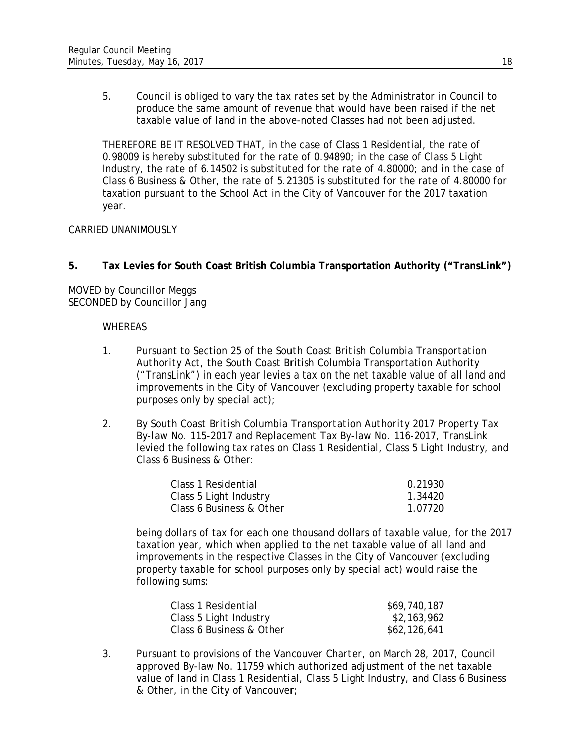5. Council is obliged to vary the tax rates set by the Administrator in Council to produce the same amount of revenue that would have been raised if the net taxable value of land in the above-noted Classes had not been adjusted.

THEREFORE BE IT RESOLVED THAT, in the case of Class 1 Residential, the rate of 0.98009 is hereby substituted for the rate of 0.94890; in the case of Class 5 Light Industry, the rate of 6.14502 is substituted for the rate of 4.80000; and in the case of Class 6 Business & Other, the rate of 5.21305 is substituted for the rate of 4.80000 for taxation pursuant to the School Act in the City of Vancouver for the 2017 taxation year.

CARRIED UNANIMOUSLY

### 5. Tax Levies for South Coast British Columbia Transportation Authority ("TransLink")

MOVED by Councillor Meggs
SECONDED by Councillor Jang

WHEREAS

1. Pursuant to Section 25 of the *South Coast British Columbia Transportation Authority Act*, the South Coast British Columbia Transportation Authority ("TransLink") in each year levies a tax on the net taxable value of all land and improvements in the City of Vancouver (excluding property taxable for school purposes only by special act);

2. By *South Coast British Columbia Transportation Authority 2017 Property Tax By-law No. 115-2017* and Replacement Tax By-law No. 116-2017, TransLink levied the following tax rates on Class 1 Residential, Class 5 Light Industry, and Class 6 Business & Other:

| | |
|---|---|
| Class 1 Residential | 0.21930 |
| Class 5 Light Industry | 1.34420 |
| Class 6 Business & Other | 1.07720 |

being dollars of tax for each one thousand dollars of taxable value, for the 2017 taxation year, which when applied to the net taxable value of all land and improvements in the respective Classes in the City of Vancouver (excluding property taxable for school purposes only by special act) would raise the following sums:

| | |
|---|---|
| Class 1 Residential | $69,740,187 |
| Class 5 Light Industry | $2,163,962 |
| Class 6 Business & Other | $62,126,641 |

3. Pursuant to provisions of the *Vancouver Charter*, on March 28, 2017, Council approved By-law No. 11759 which authorized adjustment of the net taxable value of land in Class 1 Residential, Class 5 Light Industry, and Class 6 Business & Other, in the City of Vancouver;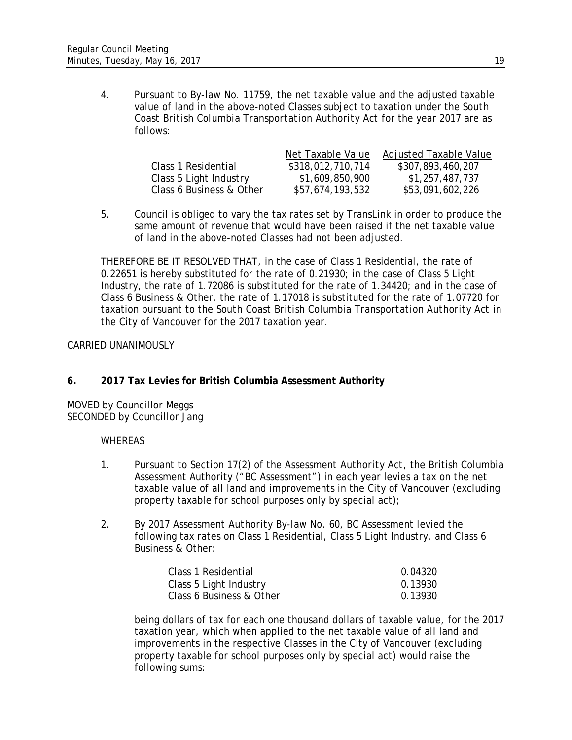4. Pursuant to By-law No. 11759, the net taxable value and the adjusted taxable value of land in the above-noted Classes subject to taxation under the *South Coast British Columbia Transportation Authority Act* for the year 2017 are as follows:

| | Net Taxable Value | Adjusted Taxable Value |
|---|---|---|
| Class 1 Residential | $318,012,710,714 | $307,893,460,207 |
| Class 5 Light Industry | $1,609,850,900 | $1,257,487,737 |
| Class 6 Business & Other | $57,674,193,532 | $53,091,602,226 |

5. Council is obliged to vary the tax rates set by TransLink in order to produce the same amount of revenue that would have been raised if the net taxable value of land in the above-noted Classes had not been adjusted.

THEREFORE BE IT RESOLVED THAT, in the case of Class 1 Residential, the rate of 0.22651 is hereby substituted for the rate of 0.21930; in the case of Class 5 Light Industry, the rate of 1.72086 is substituted for the rate of 1.34420; and in the case of Class 6 Business & Other, the rate of 1.17018 is substituted for the rate of 1.07720 for taxation pursuant to the *South Coast British Columbia Transportation Authority Act* in the City of Vancouver for the 2017 taxation year.

CARRIED UNANIMOUSLY

## 6. 2017 Tax Levies for British Columbia Assessment Authority

MOVED by Councillor Meggs
SECONDED by Councillor Jang

WHEREAS

1. Pursuant to Section 17(2) of the *Assessment Authority Act*, the British Columbia Assessment Authority ("BC Assessment") in each year levies a tax on the net taxable value of all land and improvements in the City of Vancouver (excluding property taxable for school purposes only by special act);

2. By 2017 Assessment Authority By-law No. 60, BC Assessment levied the following tax rates on Class 1 Residential, Class 5 Light Industry, and Class 6 Business & Other:

| | |
|---|---|
| Class 1 Residential | 0.04320 |
| Class 5 Light Industry | 0.13930 |
| Class 6 Business & Other | 0.13930 |

being dollars of tax for each one thousand dollars of taxable value, for the 2017 taxation year, which when applied to the net taxable value of all land and improvements in the respective Classes in the City of Vancouver (excluding property taxable for school purposes only by special act) would raise the following sums: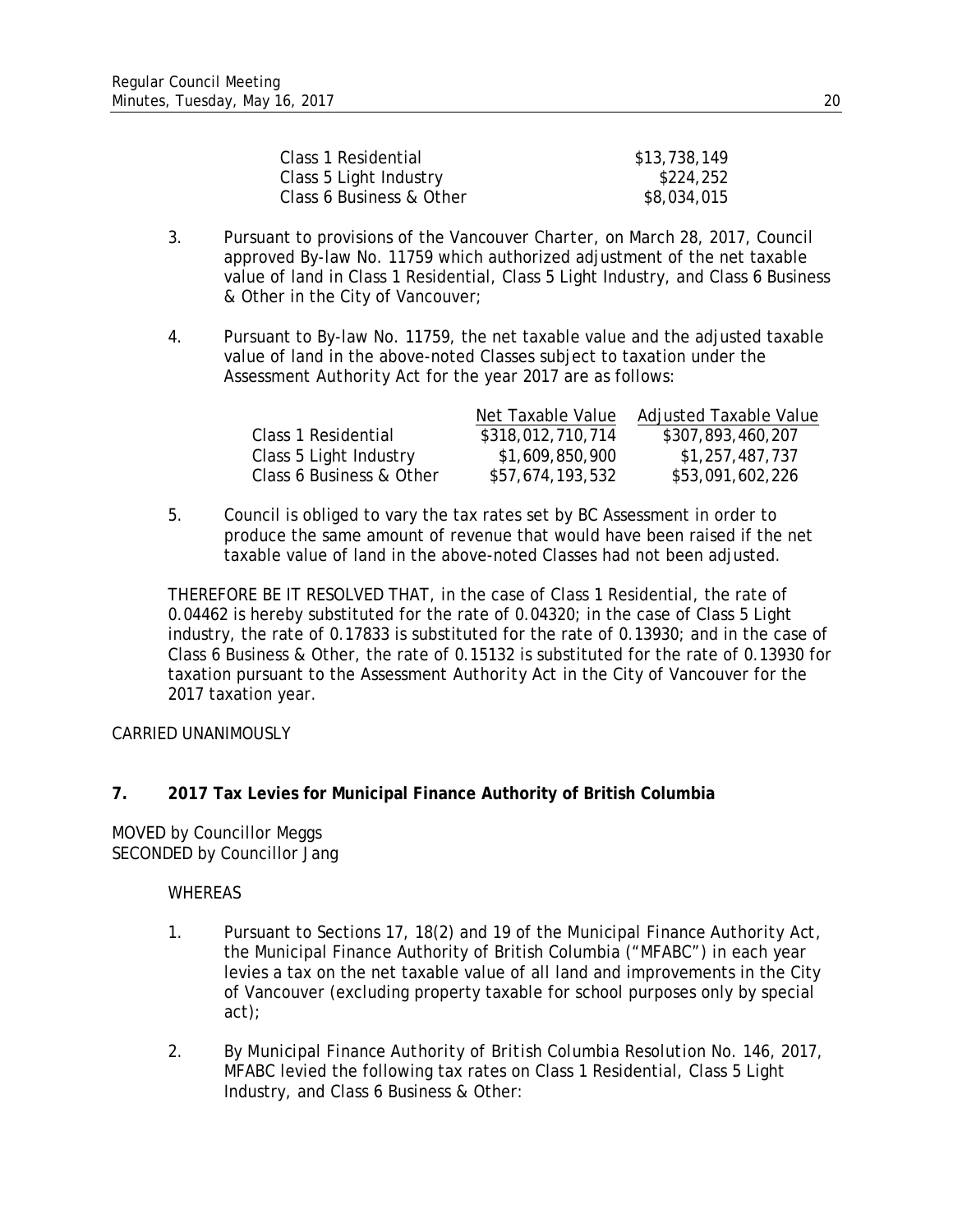| | |
|---|---|
| Class 1 Residential | \$13,738,149 |
| Class 5 Light Industry | \$224,252 |
| Class 6 Business & Other | \$8,034,015 |

3. Pursuant to provisions of the *Vancouver Charter*, on March 28, 2017, Council approved By-law No. 11759 which authorized adjustment of the net taxable value of land in Class 1 Residential, Class 5 Light Industry, and Class 6 Business & Other in the City of Vancouver;

4. Pursuant to By-law No. 11759, the net taxable value and the adjusted taxable value of land in the above-noted Classes subject to taxation under the *Assessment Authority Act* for the year 2017 are as follows:

| | Net Taxable Value | Adjusted Taxable Value |
|---|---|---|
| Class 1 Residential | \$318,012,710,714 | \$307,893,460,207 |
| Class 5 Light Industry | \$1,609,850,900 | \$1,257,487,737 |
| Class 6 Business & Other | \$57,674,193,532 | \$53,091,602,226 |

5. Council is obliged to vary the tax rates set by BC Assessment in order to produce the same amount of revenue that would have been raised if the net taxable value of land in the above-noted Classes had not been adjusted.

THEREFORE BE IT RESOLVED THAT, in the case of Class 1 Residential, the rate of 0.04462 is hereby substituted for the rate of 0.04320; in the case of Class 5 Light industry, the rate of 0.17833 is substituted for the rate of 0.13930; and in the case of Class 6 Business & Other, the rate of 0.15132 is substituted for the rate of 0.13930 for taxation pursuant to the *Assessment Authority Act* in the City of Vancouver for the 2017 taxation year.

CARRIED UNANIMOUSLY

**7. 2017 Tax Levies for Municipal Finance Authority of British Columbia**

MOVED by Councillor Meggs
SECONDED by Councillor Jang

WHEREAS

1. Pursuant to Sections 17, 18(2) and 19 of the *Municipal Finance Authority Act*, the Municipal Finance Authority of British Columbia ("MFABC") in each year levies a tax on the net taxable value of all land and improvements in the City of Vancouver (excluding property taxable for school purposes only by special act);

2. By *Municipal Finance Authority of British Columbia Resolution No. 146, 2017*, MFABC levied the following tax rates on Class 1 Residential, Class 5 Light Industry, and Class 6 Business & Other: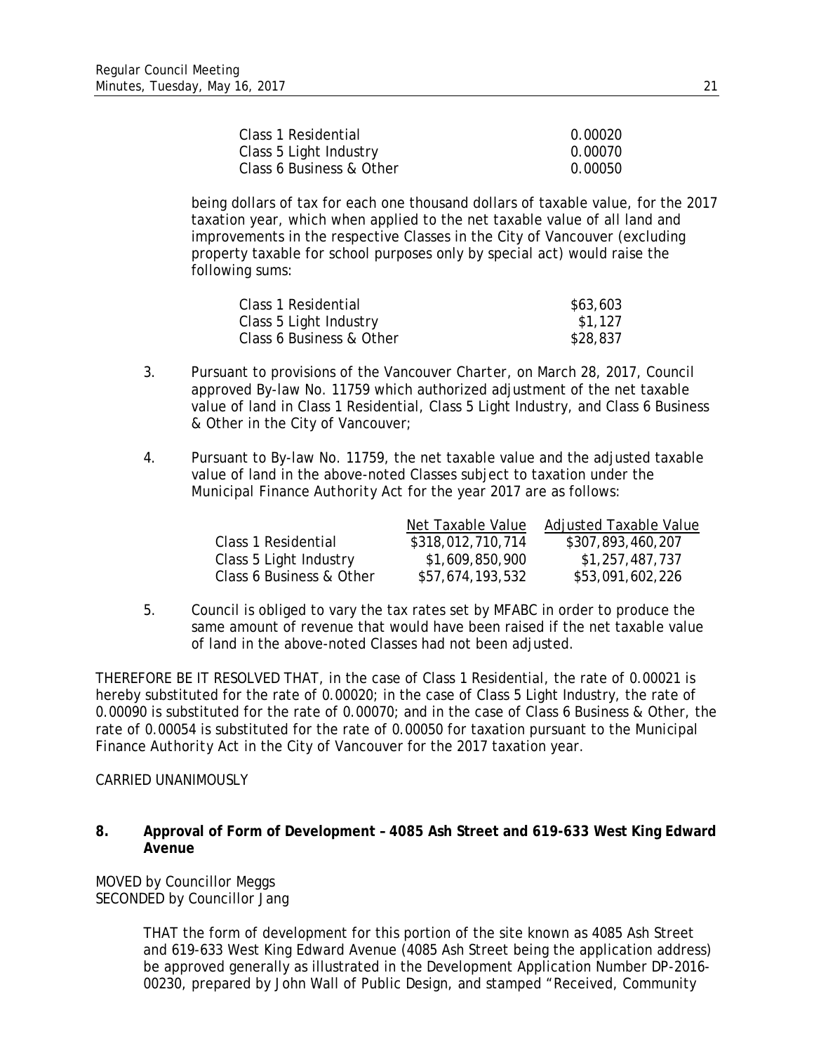| | |
|---|---|
| Class 1 Residential | 0.00020 |
| Class 5 Light Industry | 0.00070 |
| Class 6 Business & Other | 0.00050 |

being dollars of tax for each one thousand dollars of taxable value, for the 2017 taxation year, which when applied to the net taxable value of all land and improvements in the respective Classes in the City of Vancouver (excluding property taxable for school purposes only by special act) would raise the following sums:

| | |
|---|---|
| Class 1 Residential | $63,603 |
| Class 5 Light Industry | $1,127 |
| Class 6 Business & Other | $28,837 |

3. Pursuant to provisions of the *Vancouver Charter*, on March 28, 2017, Council approved By-law No. 11759 which authorized adjustment of the net taxable value of land in Class 1 Residential, Class 5 Light Industry, and Class 6 Business & Other in the City of Vancouver;

4. Pursuant to By-law No. 11759, the net taxable value and the adjusted taxable value of land in the above-noted Classes subject to taxation under the *Municipal Finance Authority Act* for the year 2017 are as follows:

| | Net Taxable Value | Adjusted Taxable Value |
|---|---|---|
| Class 1 Residential | $318,012,710,714 | $307,893,460,207 |
| Class 5 Light Industry | $1,609,850,900 | $1,257,487,737 |
| Class 6 Business & Other | $57,674,193,532 | $53,091,602,226 |

5. Council is obliged to vary the tax rates set by MFABC in order to produce the same amount of revenue that would have been raised if the net taxable value of land in the above-noted Classes had not been adjusted.

THEREFORE BE IT RESOLVED THAT, in the case of Class 1 Residential, the rate of 0.00021 is hereby substituted for the rate of 0.00020; in the case of Class 5 Light Industry, the rate of 0.00090 is substituted for the rate of 0.00070; and in the case of Class 6 Business & Other, the rate of 0.00054 is substituted for the rate of 0.00050 for taxation pursuant to the *Municipal Finance Authority Act* in the City of Vancouver for the 2017 taxation year.

CARRIED UNANIMOUSLY

**8. Approval of Form of Development – 4085 Ash Street and 619-633 West King Edward Avenue**

MOVED by Councillor Meggs
SECONDED by Councillor Jang

THAT the form of development for this portion of the site known as 4085 Ash Street and 619-633 West King Edward Avenue (4085 Ash Street being the application address) be approved generally as illustrated in the Development Application Number DP-2016-00230, prepared by John Wall of Public Design, and stamped "Received, Community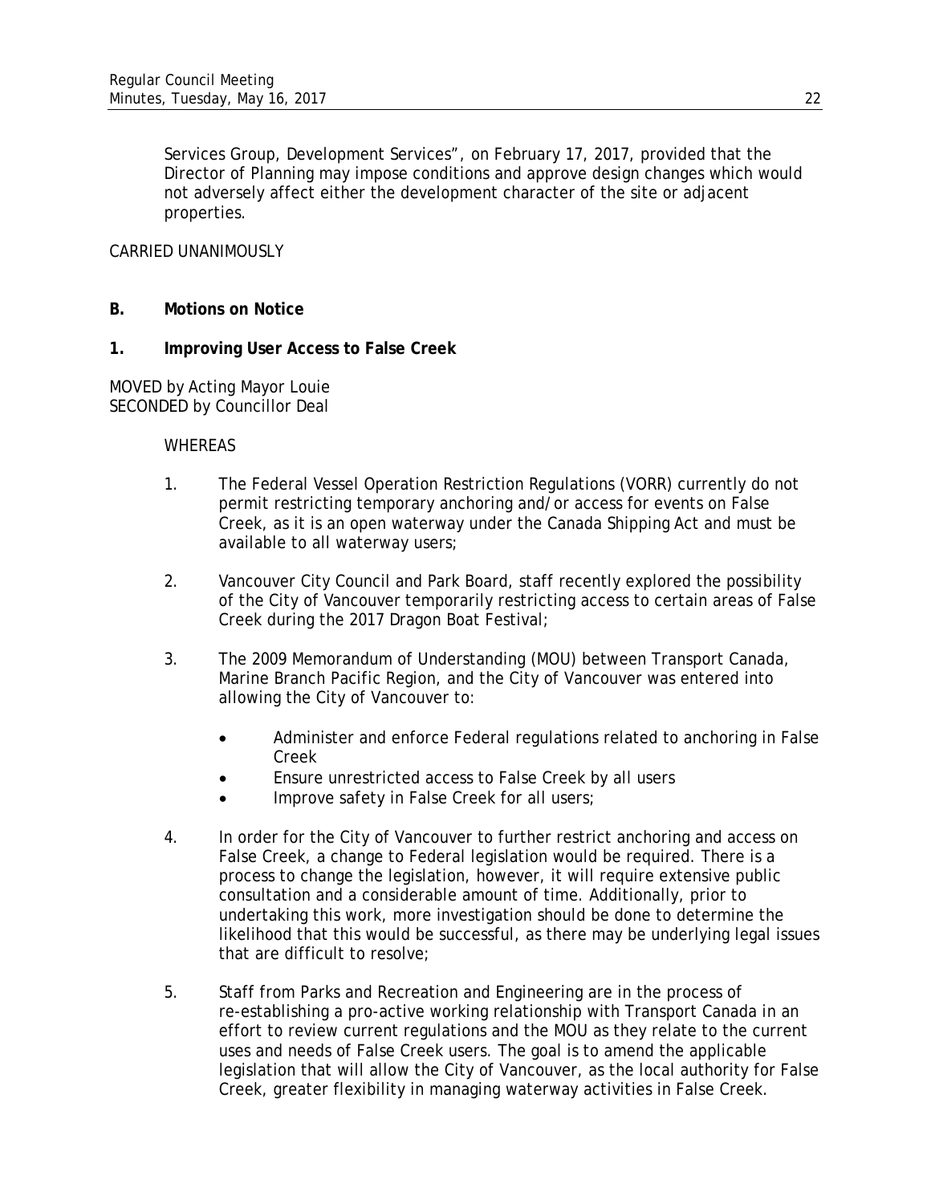Services Group, Development Services", on February 17, 2017, provided that the Director of Planning may impose conditions and approve design changes which would not adversely affect either the development character of the site or adjacent properties.

CARRIED UNANIMOUSLY

## B. Motions on Notice

### 1. Improving User Access to False Creek

MOVED by Acting Mayor Louie
SECONDED by Councillor Deal

WHEREAS

1. The Federal Vessel Operation Restriction Regulations (VORR) currently do not permit restricting temporary anchoring and/or access for events on False Creek, as it is an open waterway under the Canada Shipping Act and must be available to all waterway users;

2. Vancouver City Council and Park Board, staff recently explored the possibility of the City of Vancouver temporarily restricting access to certain areas of False Creek during the 2017 Dragon Boat Festival;

3. The 2009 Memorandum of Understanding (MOU) between Transport Canada, Marine Branch Pacific Region, and the City of Vancouver was entered into allowing the City of Vancouver to:

   - Administer and enforce Federal regulations related to anchoring in False Creek
   - Ensure unrestricted access to False Creek by all users
   - Improve safety in False Creek for all users;

4. In order for the City of Vancouver to further restrict anchoring and access on False Creek, a change to Federal legislation would be required. There is a process to change the legislation, however, it will require extensive public consultation and a considerable amount of time. Additionally, prior to undertaking this work, more investigation should be done to determine the likelihood that this would be successful, as there may be underlying legal issues that are difficult to resolve;

5. Staff from Parks and Recreation and Engineering are in the process of re-establishing a pro-active working relationship with Transport Canada in an effort to review current regulations and the MOU as they relate to the current uses and needs of False Creek users. The goal is to amend the applicable legislation that will allow the City of Vancouver, as the local authority for False Creek, greater flexibility in managing waterway activities in False Creek.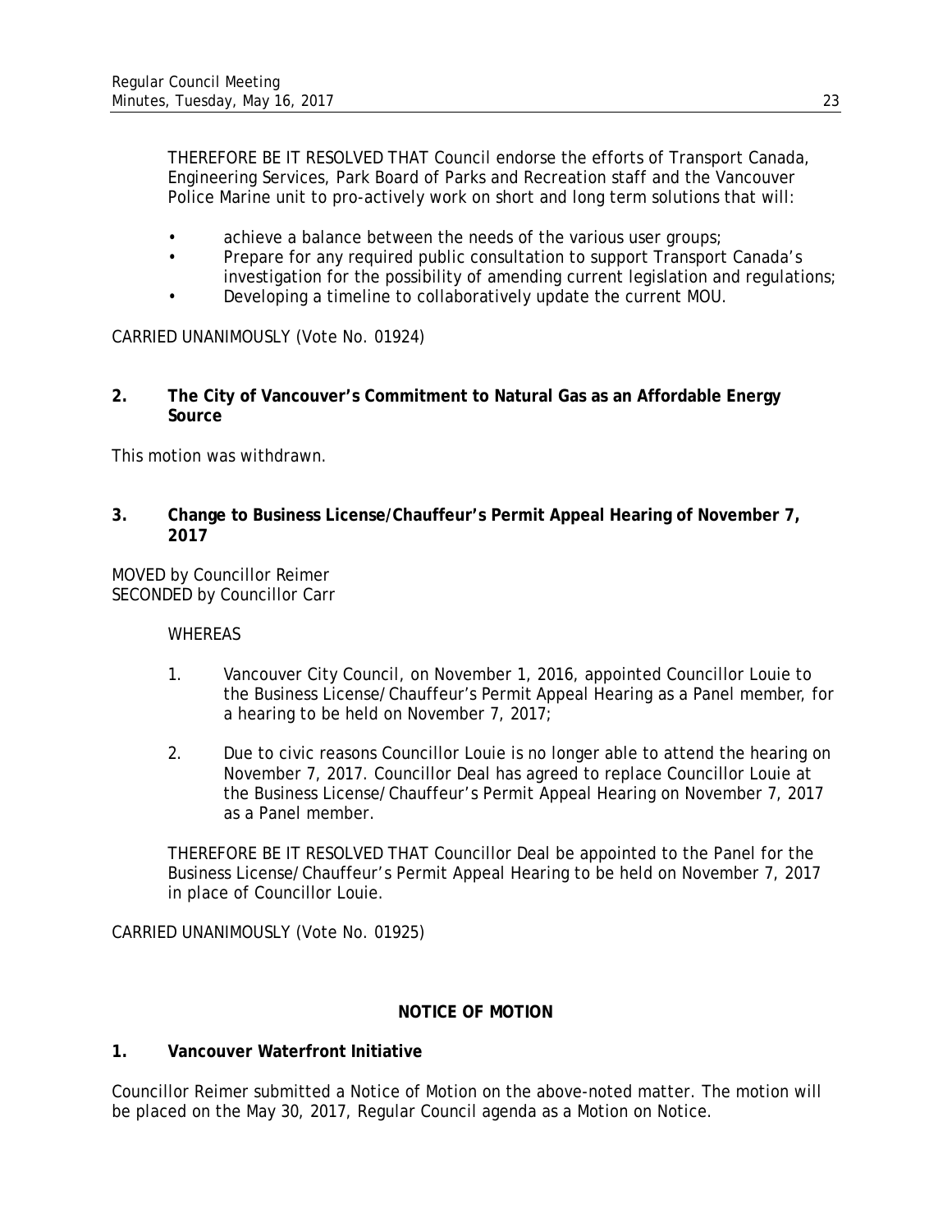THEREFORE BE IT RESOLVED THAT Council endorse the efforts of Transport Canada, Engineering Services, Park Board of Parks and Recreation staff and the Vancouver Police Marine unit to pro-actively work on short and long term solutions that will:

- achieve a balance between the needs of the various user groups;
- Prepare for any required public consultation to support Transport Canada's investigation for the possibility of amending current legislation and regulations;
- Developing a timeline to collaboratively update the current MOU.

CARRIED UNANIMOUSLY (Vote No. 01924)

**2. The City of Vancouver's Commitment to Natural Gas as an Affordable Energy Source**

This motion was withdrawn.

**3. Change to Business License/Chauffeur's Permit Appeal Hearing of November 7, 2017**

MOVED by Councillor Reimer
SECONDED by Councillor Carr

WHEREAS

1. Vancouver City Council, on November 1, 2016, appointed Councillor Louie to the Business License/Chauffeur's Permit Appeal Hearing as a Panel member, for a hearing to be held on November 7, 2017;

2. Due to civic reasons Councillor Louie is no longer able to attend the hearing on November 7, 2017. Councillor Deal has agreed to replace Councillor Louie at the Business License/Chauffeur's Permit Appeal Hearing on November 7, 2017 as a Panel member.

THEREFORE BE IT RESOLVED THAT Councillor Deal be appointed to the Panel for the Business License/Chauffeur's Permit Appeal Hearing to be held on November 7, 2017 in place of Councillor Louie.

CARRIED UNANIMOUSLY (Vote No. 01925)

## NOTICE OF MOTION

**1. Vancouver Waterfront Initiative**

Councillor Reimer submitted a Notice of Motion on the above-noted matter. The motion will be placed on the May 30, 2017, Regular Council agenda as a Motion on Notice.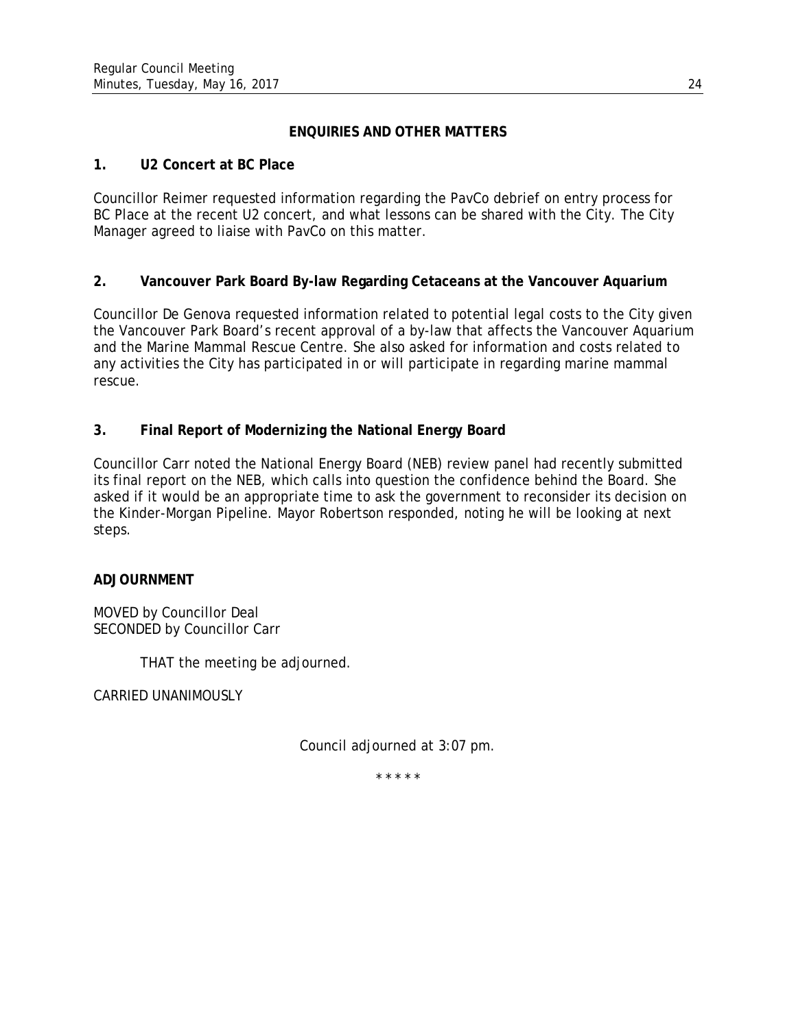## ENQUIRIES AND OTHER MATTERS

### 1. U2 Concert at BC Place

Councillor Reimer requested information regarding the PavCo debrief on entry process for BC Place at the recent U2 concert, and what lessons can be shared with the City. The City Manager agreed to liaise with PavCo on this matter.

### 2. Vancouver Park Board By-law Regarding Cetaceans at the Vancouver Aquarium

Councillor De Genova requested information related to potential legal costs to the City given the Vancouver Park Board's recent approval of a by-law that affects the Vancouver Aquarium and the Marine Mammal Rescue Centre. She also asked for information and costs related to any activities the City has participated in or will participate in regarding marine mammal rescue.

### 3. Final Report of Modernizing the National Energy Board

Councillor Carr noted the National Energy Board (NEB) review panel had recently submitted its final report on the NEB, which calls into question the confidence behind the Board. She asked if it would be an appropriate time to ask the government to reconsider its decision on the Kinder-Morgan Pipeline. Mayor Robertson responded, noting he will be looking at next steps.

## ADJOURNMENT

MOVED by Councillor Deal
SECONDED by Councillor Carr

THAT the meeting be adjourned.

CARRIED UNANIMOUSLY

Council adjourned at 3:07 pm.

* * * * *